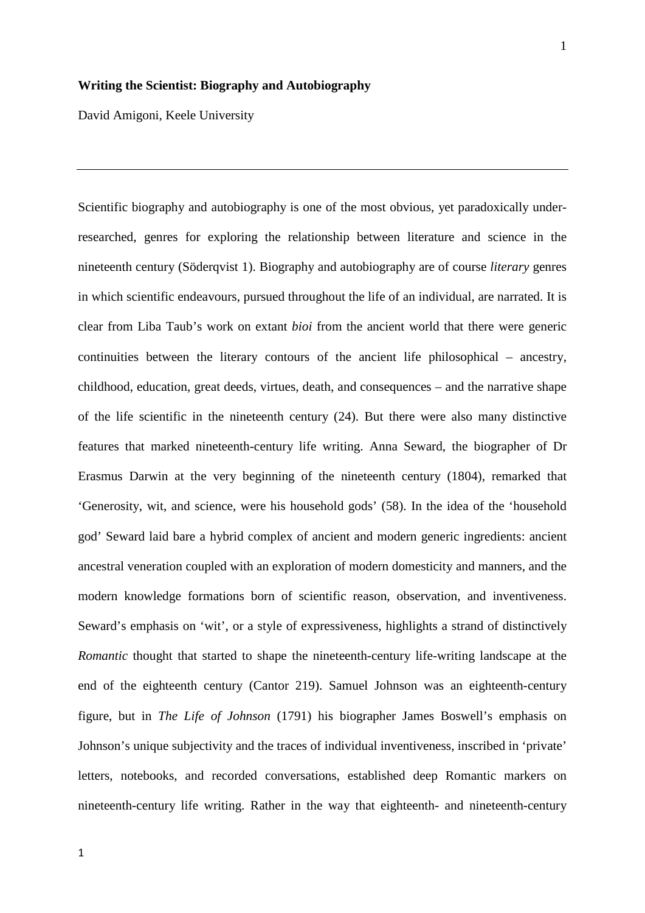**Writing the Scientist: Biography and Autobiography**

David Amigoni, Keele University

---

Scientific biography and autobiography is one of the most obvious, yet paradoxically under-researched, genres for exploring the relationship between literature and science in the nineteenth century (Söderqvist 1). Biography and autobiography are of course *literary* genres in which scientific endeavours, pursued throughout the life of an individual, are narrated. It is clear from Liba Taub's work on extant *bioi* from the ancient world that there were generic continuities between the literary contours of the ancient life philosophical – ancestry, childhood, education, great deeds, virtues, death, and consequences – and the narrative shape of the life scientific in the nineteenth century (24). But there were also many distinctive features that marked nineteenth-century life writing. Anna Seward, the biographer of Dr Erasmus Darwin at the very beginning of the nineteenth century (1804), remarked that 'Generosity, wit, and science, were his household gods' (58). In the idea of the 'household god' Seward laid bare a hybrid complex of ancient and modern generic ingredients: ancient ancestral veneration coupled with an exploration of modern domesticity and manners, and the modern knowledge formations born of scientific reason, observation, and inventiveness. Seward's emphasis on 'wit', or a style of expressiveness, highlights a strand of distinctively *Romantic* thought that started to shape the nineteenth-century life-writing landscape at the end of the eighteenth century (Cantor 219). Samuel Johnson was an eighteenth-century figure, but in *The Life of Johnson* (1791) his biographer James Boswell's emphasis on Johnson's unique subjectivity and the traces of individual inventiveness, inscribed in 'private' letters, notebooks, and recorded conversations, established deep Romantic markers on nineteenth-century life writing. Rather in the way that eighteenth- and nineteenth-century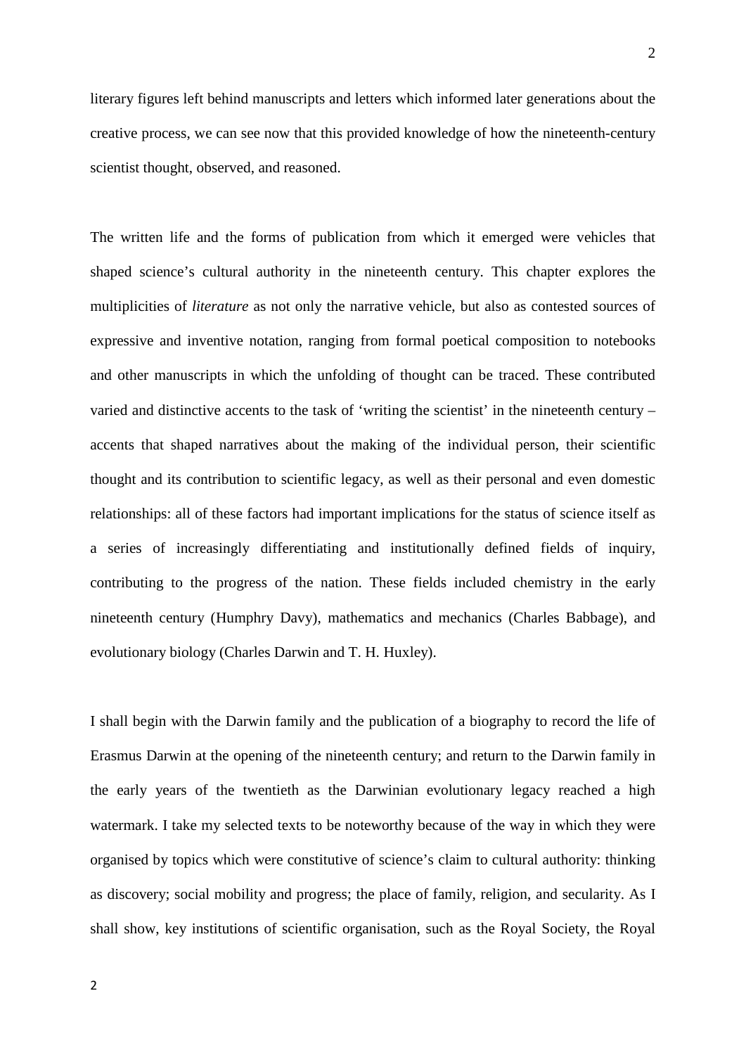literary figures left behind manuscripts and letters which informed later generations about the creative process, we can see now that this provided knowledge of how the nineteenth-century scientist thought, observed, and reasoned.

The written life and the forms of publication from which it emerged were vehicles that shaped science's cultural authority in the nineteenth century. This chapter explores the multiplicities of *literature* as not only the narrative vehicle, but also as contested sources of expressive and inventive notation, ranging from formal poetical composition to notebooks and other manuscripts in which the unfolding of thought can be traced. These contributed varied and distinctive accents to the task of 'writing the scientist' in the nineteenth century – accents that shaped narratives about the making of the individual person, their scientific thought and its contribution to scientific legacy, as well as their personal and even domestic relationships: all of these factors had important implications for the status of science itself as a series of increasingly differentiating and institutionally defined fields of inquiry, contributing to the progress of the nation. These fields included chemistry in the early nineteenth century (Humphry Davy), mathematics and mechanics (Charles Babbage), and evolutionary biology (Charles Darwin and T. H. Huxley).

I shall begin with the Darwin family and the publication of a biography to record the life of Erasmus Darwin at the opening of the nineteenth century; and return to the Darwin family in the early years of the twentieth as the Darwinian evolutionary legacy reached a high watermark. I take my selected texts to be noteworthy because of the way in which they were organised by topics which were constitutive of science's claim to cultural authority: thinking as discovery; social mobility and progress; the place of family, religion, and secularity. As I shall show, key institutions of scientific organisation, such as the Royal Society, the Royal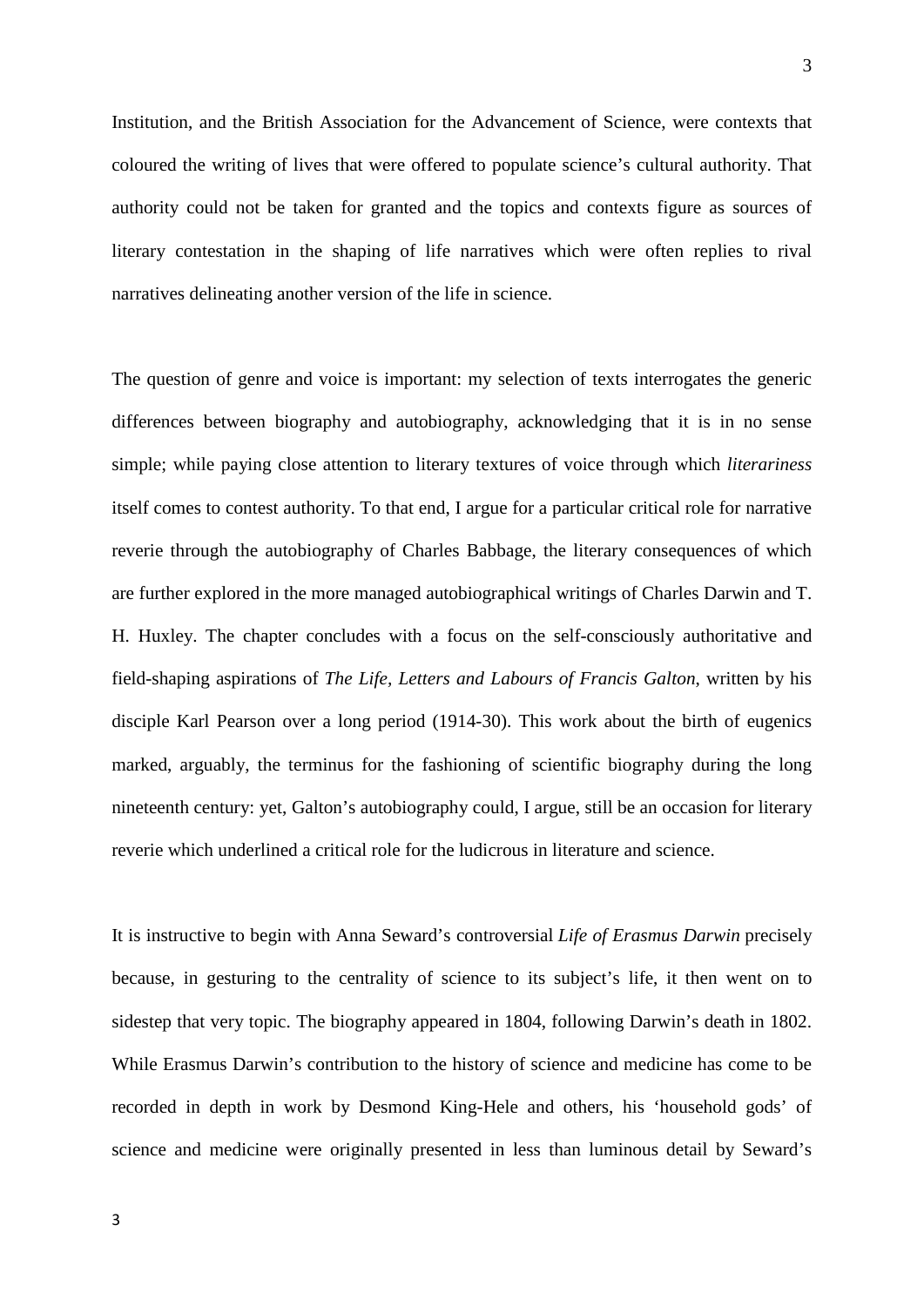Institution, and the British Association for the Advancement of Science, were contexts that coloured the writing of lives that were offered to populate science's cultural authority. That authority could not be taken for granted and the topics and contexts figure as sources of literary contestation in the shaping of life narratives which were often replies to rival narratives delineating another version of the life in science.

The question of genre and voice is important: my selection of texts interrogates the generic differences between biography and autobiography, acknowledging that it is in no sense simple; while paying close attention to literary textures of voice through which *literariness* itself comes to contest authority. To that end, I argue for a particular critical role for narrative reverie through the autobiography of Charles Babbage, the literary consequences of which are further explored in the more managed autobiographical writings of Charles Darwin and T. H. Huxley. The chapter concludes with a focus on the self-consciously authoritative and field-shaping aspirations of *The Life, Letters and Labours of Francis Galton*, written by his disciple Karl Pearson over a long period (1914-30). This work about the birth of eugenics marked, arguably, the terminus for the fashioning of scientific biography during the long nineteenth century: yet, Galton's autobiography could, I argue, still be an occasion for literary reverie which underlined a critical role for the ludicrous in literature and science.

It is instructive to begin with Anna Seward's controversial *Life of Erasmus Darwin* precisely because, in gesturing to the centrality of science to its subject's life, it then went on to sidestep that very topic. The biography appeared in 1804, following Darwin's death in 1802. While Erasmus Darwin's contribution to the history of science and medicine has come to be recorded in depth in work by Desmond King-Hele and others, his 'household gods' of science and medicine were originally presented in less than luminous detail by Seward's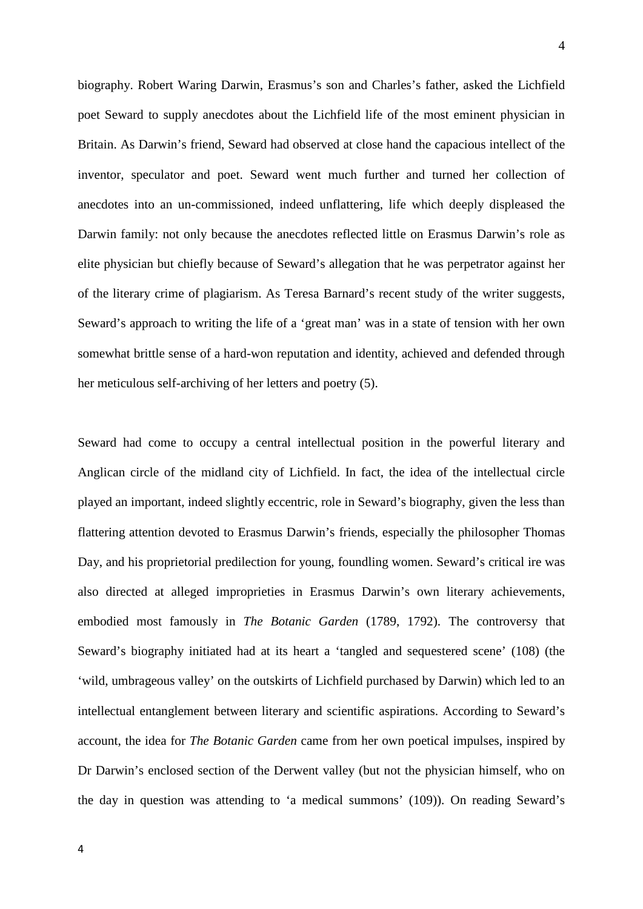biography. Robert Waring Darwin, Erasmus's son and Charles's father, asked the Lichfield poet Seward to supply anecdotes about the Lichfield life of the most eminent physician in Britain. As Darwin's friend, Seward had observed at close hand the capacious intellect of the inventor, speculator and poet. Seward went much further and turned her collection of anecdotes into an un-commissioned, indeed unflattering, life which deeply displeased the Darwin family: not only because the anecdotes reflected little on Erasmus Darwin's role as elite physician but chiefly because of Seward's allegation that he was perpetrator against her of the literary crime of plagiarism. As Teresa Barnard's recent study of the writer suggests, Seward's approach to writing the life of a 'great man' was in a state of tension with her own somewhat brittle sense of a hard-won reputation and identity, achieved and defended through her meticulous self-archiving of her letters and poetry (5).

Seward had come to occupy a central intellectual position in the powerful literary and Anglican circle of the midland city of Lichfield. In fact, the idea of the intellectual circle played an important, indeed slightly eccentric, role in Seward's biography, given the less than flattering attention devoted to Erasmus Darwin's friends, especially the philosopher Thomas Day, and his proprietorial predilection for young, foundling women. Seward's critical ire was also directed at alleged improprieties in Erasmus Darwin's own literary achievements, embodied most famously in *The Botanic Garden* (1789, 1792). The controversy that Seward's biography initiated had at its heart a 'tangled and sequestered scene' (108) (the 'wild, umbrageous valley' on the outskirts of Lichfield purchased by Darwin) which led to an intellectual entanglement between literary and scientific aspirations. According to Seward's account, the idea for *The Botanic Garden* came from her own poetical impulses, inspired by Dr Darwin's enclosed section of the Derwent valley (but not the physician himself, who on the day in question was attending to 'a medical summons' (109)). On reading Seward's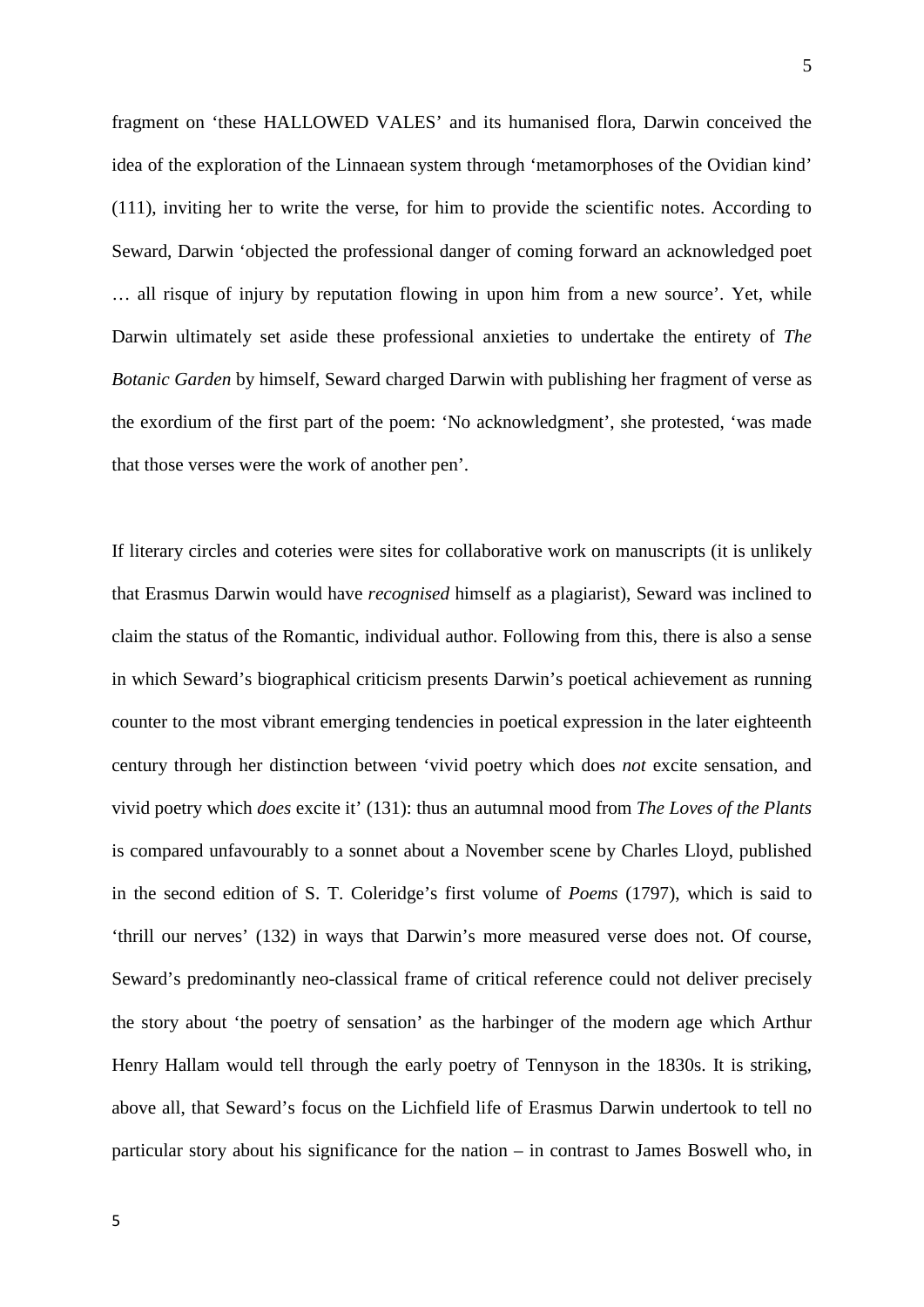fragment on 'these HALLOWED VALES' and its humanised flora, Darwin conceived the idea of the exploration of the Linnaean system through 'metamorphoses of the Ovidian kind' (111), inviting her to write the verse, for him to provide the scientific notes. According to Seward, Darwin 'objected the professional danger of coming forward an acknowledged poet … all risque of injury by reputation flowing in upon him from a new source'. Yet, while Darwin ultimately set aside these professional anxieties to undertake the entirety of *The Botanic Garden* by himself, Seward charged Darwin with publishing her fragment of verse as the exordium of the first part of the poem: 'No acknowledgment', she protested, 'was made that those verses were the work of another pen'.

If literary circles and coteries were sites for collaborative work on manuscripts (it is unlikely that Erasmus Darwin would have *recognised* himself as a plagiarist), Seward was inclined to claim the status of the Romantic, individual author. Following from this, there is also a sense in which Seward's biographical criticism presents Darwin's poetical achievement as running counter to the most vibrant emerging tendencies in poetical expression in the later eighteenth century through her distinction between 'vivid poetry which does *not* excite sensation, and vivid poetry which *does* excite it' (131): thus an autumnal mood from *The Loves of the Plants* is compared unfavourably to a sonnet about a November scene by Charles Lloyd, published in the second edition of S. T. Coleridge's first volume of *Poems* (1797), which is said to 'thrill our nerves' (132) in ways that Darwin's more measured verse does not. Of course, Seward's predominantly neo-classical frame of critical reference could not deliver precisely the story about 'the poetry of sensation' as the harbinger of the modern age which Arthur Henry Hallam would tell through the early poetry of Tennyson in the 1830s. It is striking, above all, that Seward's focus on the Lichfield life of Erasmus Darwin undertook to tell no particular story about his significance for the nation – in contrast to James Boswell who, in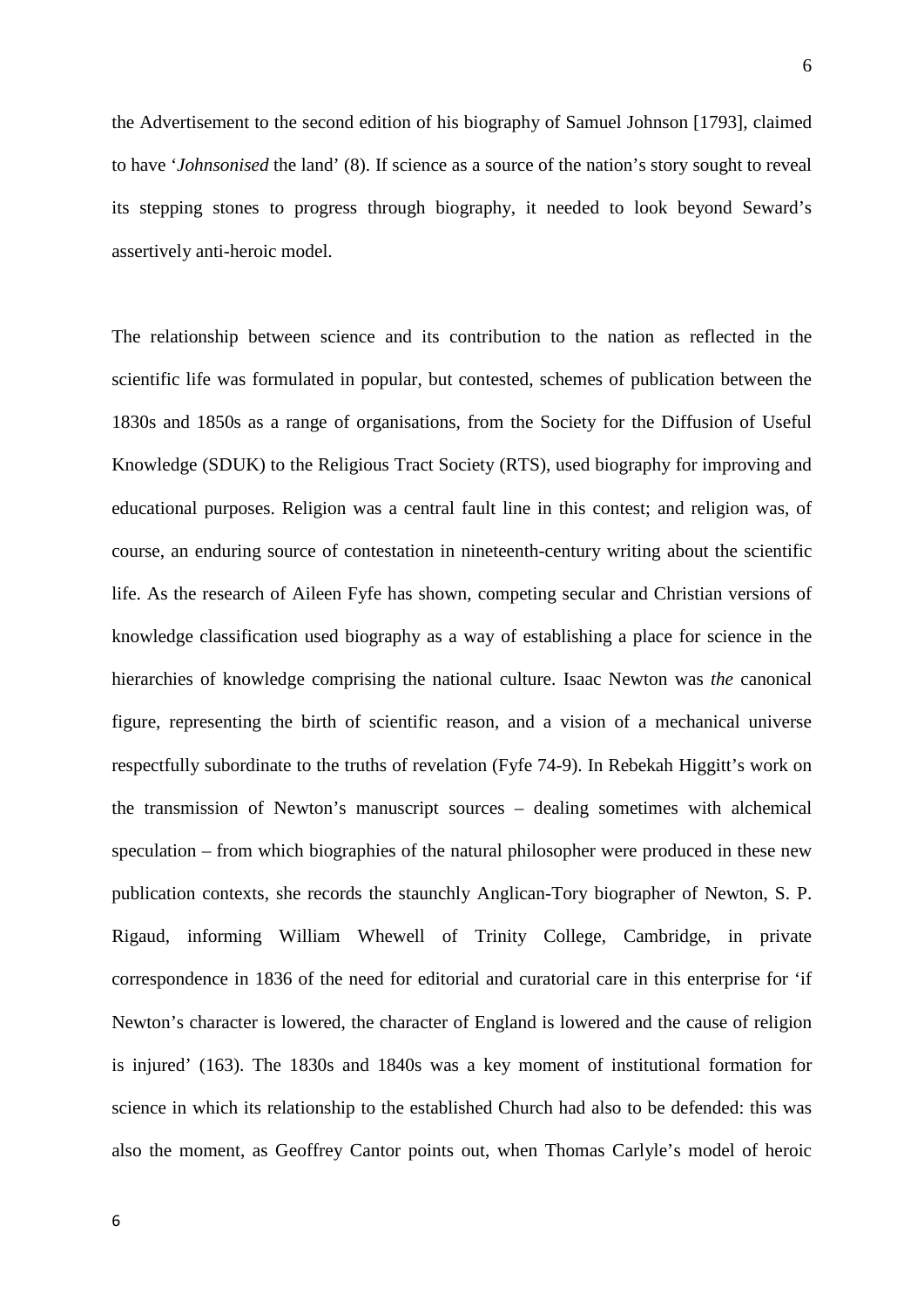the Advertisement to the second edition of his biography of Samuel Johnson [1793], claimed to have '*Johnsonised* the land' (8). If science as a source of the nation's story sought to reveal its stepping stones to progress through biography, it needed to look beyond Seward's assertively anti-heroic model.

The relationship between science and its contribution to the nation as reflected in the scientific life was formulated in popular, but contested, schemes of publication between the 1830s and 1850s as a range of organisations, from the Society for the Diffusion of Useful Knowledge (SDUK) to the Religious Tract Society (RTS), used biography for improving and educational purposes. Religion was a central fault line in this contest; and religion was, of course, an enduring source of contestation in nineteenth-century writing about the scientific life. As the research of Aileen Fyfe has shown, competing secular and Christian versions of knowledge classification used biography as a way of establishing a place for science in the hierarchies of knowledge comprising the national culture. Isaac Newton was *the* canonical figure, representing the birth of scientific reason, and a vision of a mechanical universe respectfully subordinate to the truths of revelation (Fyfe 74-9). In Rebekah Higgitt's work on the transmission of Newton's manuscript sources – dealing sometimes with alchemical speculation – from which biographies of the natural philosopher were produced in these new publication contexts, she records the staunchly Anglican-Tory biographer of Newton, S. P. Rigaud, informing William Whewell of Trinity College, Cambridge, in private correspondence in 1836 of the need for editorial and curatorial care in this enterprise for 'if Newton's character is lowered, the character of England is lowered and the cause of religion is injured' (163). The 1830s and 1840s was a key moment of institutional formation for science in which its relationship to the established Church had also to be defended: this was also the moment, as Geoffrey Cantor points out, when Thomas Carlyle's model of heroic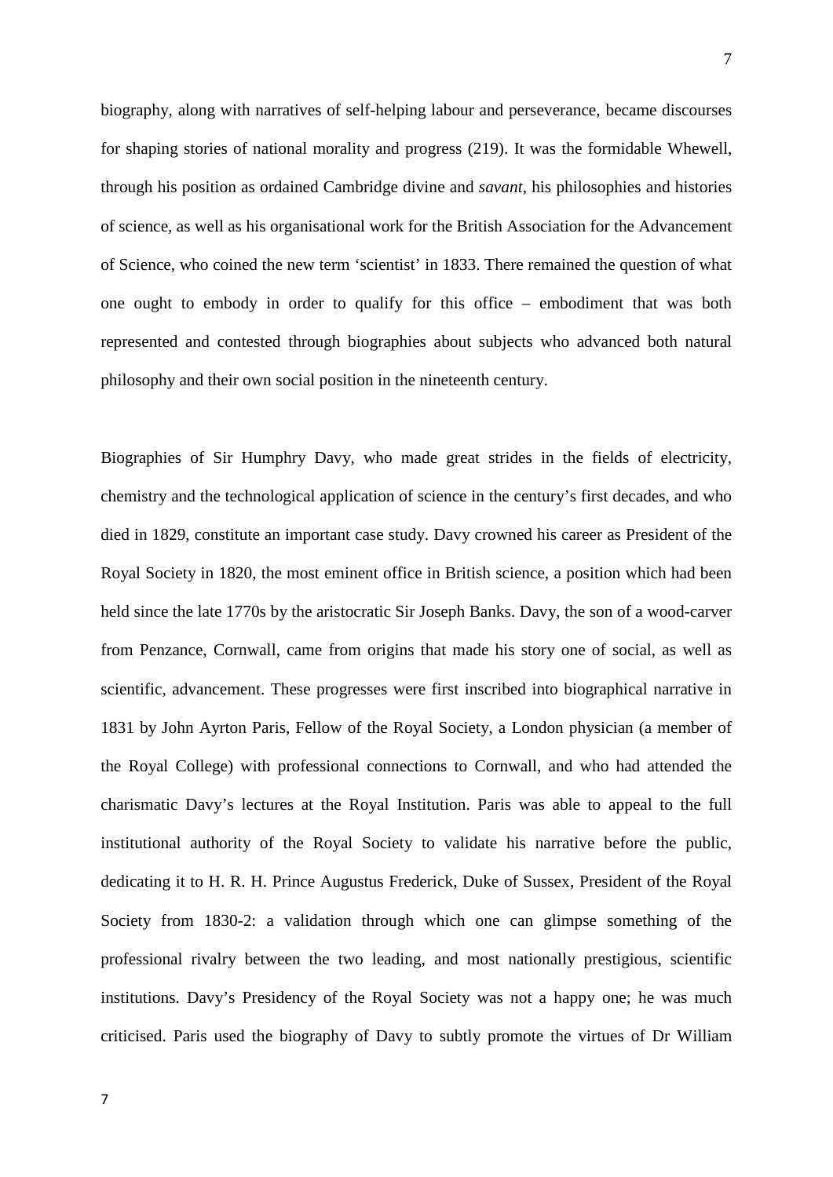biography, along with narratives of self-helping labour and perseverance, became discourses for shaping stories of national morality and progress (219). It was the formidable Whewell, through his position as ordained Cambridge divine and *savant*, his philosophies and histories of science, as well as his organisational work for the British Association for the Advancement of Science, who coined the new term 'scientist' in 1833. There remained the question of what one ought to embody in order to qualify for this office – embodiment that was both represented and contested through biographies about subjects who advanced both natural philosophy and their own social position in the nineteenth century.

Biographies of Sir Humphry Davy, who made great strides in the fields of electricity, chemistry and the technological application of science in the century's first decades, and who died in 1829, constitute an important case study. Davy crowned his career as President of the Royal Society in 1820, the most eminent office in British science, a position which had been held since the late 1770s by the aristocratic Sir Joseph Banks. Davy, the son of a wood-carver from Penzance, Cornwall, came from origins that made his story one of social, as well as scientific, advancement. These progresses were first inscribed into biographical narrative in 1831 by John Ayrton Paris, Fellow of the Royal Society, a London physician (a member of the Royal College) with professional connections to Cornwall, and who had attended the charismatic Davy's lectures at the Royal Institution. Paris was able to appeal to the full institutional authority of the Royal Society to validate his narrative before the public, dedicating it to H. R. H. Prince Augustus Frederick, Duke of Sussex, President of the Royal Society from 1830-2: a validation through which one can glimpse something of the professional rivalry between the two leading, and most nationally prestigious, scientific institutions. Davy's Presidency of the Royal Society was not a happy one; he was much criticised. Paris used the biography of Davy to subtly promote the virtues of Dr William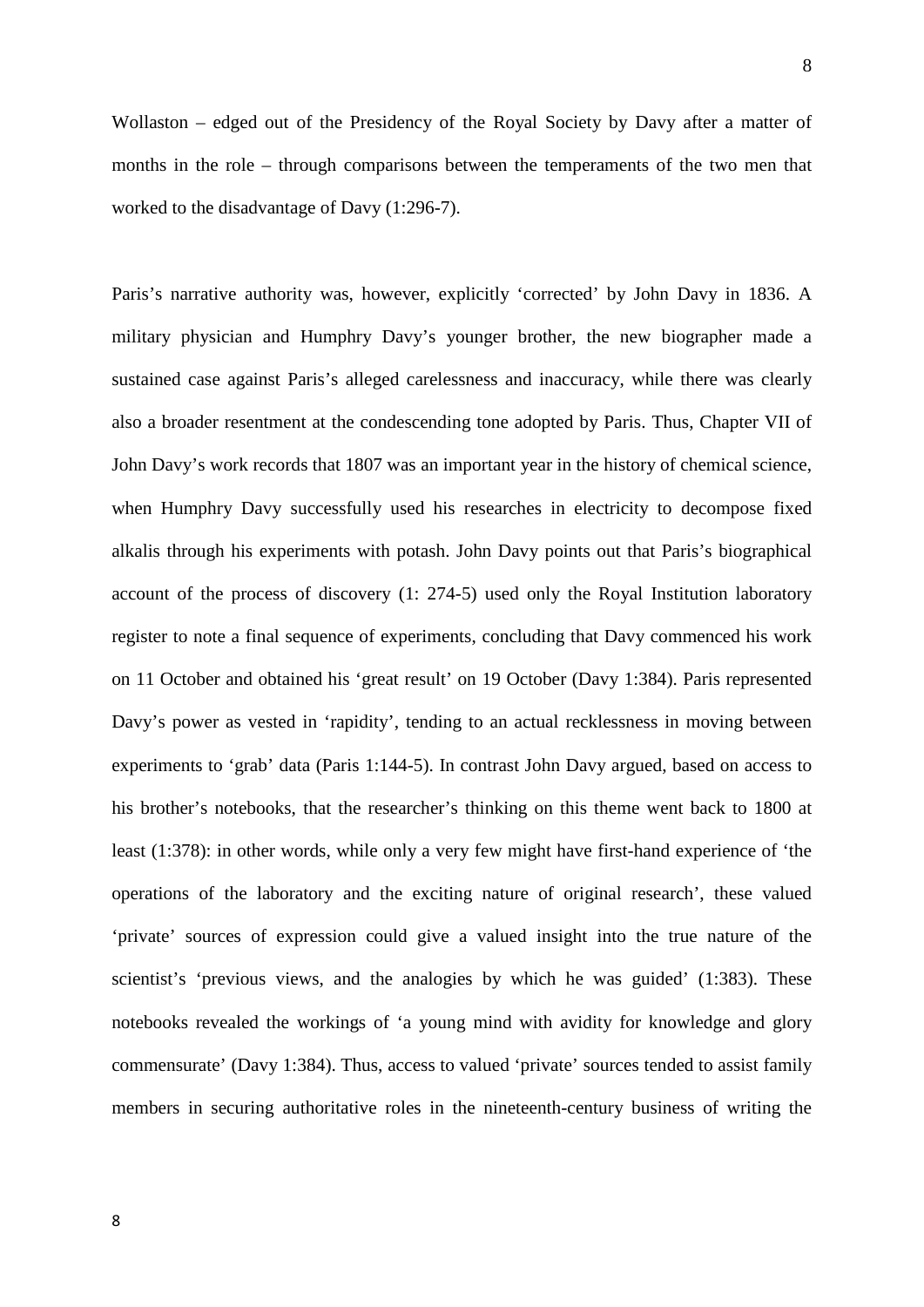Wollaston – edged out of the Presidency of the Royal Society by Davy after a matter of months in the role – through comparisons between the temperaments of the two men that worked to the disadvantage of Davy (1:296-7).

Paris's narrative authority was, however, explicitly 'corrected' by John Davy in 1836. A military physician and Humphry Davy's younger brother, the new biographer made a sustained case against Paris's alleged carelessness and inaccuracy, while there was clearly also a broader resentment at the condescending tone adopted by Paris. Thus, Chapter VII of John Davy's work records that 1807 was an important year in the history of chemical science, when Humphry Davy successfully used his researches in electricity to decompose fixed alkalis through his experiments with potash. John Davy points out that Paris's biographical account of the process of discovery (1: 274-5) used only the Royal Institution laboratory register to note a final sequence of experiments, concluding that Davy commenced his work on 11 October and obtained his 'great result' on 19 October (Davy 1:384). Paris represented Davy's power as vested in 'rapidity', tending to an actual recklessness in moving between experiments to 'grab' data (Paris 1:144-5). In contrast John Davy argued, based on access to his brother's notebooks, that the researcher's thinking on this theme went back to 1800 at least (1:378): in other words, while only a very few might have first-hand experience of 'the operations of the laboratory and the exciting nature of original research', these valued 'private' sources of expression could give a valued insight into the true nature of the scientist's 'previous views, and the analogies by which he was guided' (1:383). These notebooks revealed the workings of 'a young mind with avidity for knowledge and glory commensurate' (Davy 1:384). Thus, access to valued 'private' sources tended to assist family members in securing authoritative roles in the nineteenth-century business of writing the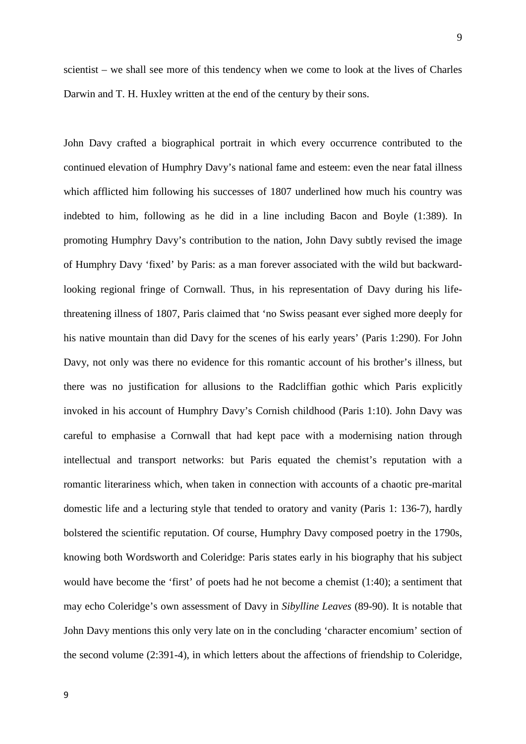scientist – we shall see more of this tendency when we come to look at the lives of Charles Darwin and T. H. Huxley written at the end of the century by their sons.

John Davy crafted a biographical portrait in which every occurrence contributed to the continued elevation of Humphry Davy's national fame and esteem: even the near fatal illness which afflicted him following his successes of 1807 underlined how much his country was indebted to him, following as he did in a line including Bacon and Boyle (1:389). In promoting Humphry Davy's contribution to the nation, John Davy subtly revised the image of Humphry Davy 'fixed' by Paris: as a man forever associated with the wild but backward-looking regional fringe of Cornwall. Thus, in his representation of Davy during his life-threatening illness of 1807, Paris claimed that 'no Swiss peasant ever sighed more deeply for his native mountain than did Davy for the scenes of his early years' (Paris 1:290). For John Davy, not only was there no evidence for this romantic account of his brother's illness, but there was no justification for allusions to the Radcliffian gothic which Paris explicitly invoked in his account of Humphry Davy's Cornish childhood (Paris 1:10). John Davy was careful to emphasise a Cornwall that had kept pace with a modernising nation through intellectual and transport networks: but Paris equated the chemist's reputation with a romantic literariness which, when taken in connection with accounts of a chaotic pre-marital domestic life and a lecturing style that tended to oratory and vanity (Paris 1: 136-7), hardly bolstered the scientific reputation. Of course, Humphry Davy composed poetry in the 1790s, knowing both Wordsworth and Coleridge: Paris states early in his biography that his subject would have become the 'first' of poets had he not become a chemist (1:40); a sentiment that may echo Coleridge's own assessment of Davy in *Sibylline Leaves* (89-90). It is notable that John Davy mentions this only very late on in the concluding 'character encomium' section of the second volume (2:391-4), in which letters about the affections of friendship to Coleridge,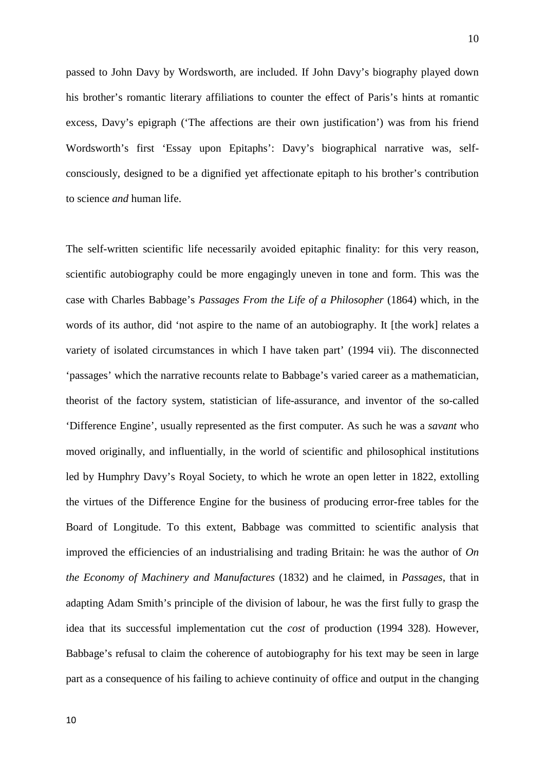passed to John Davy by Wordsworth, are included. If John Davy's biography played down his brother's romantic literary affiliations to counter the effect of Paris's hints at romantic excess, Davy's epigraph ('The affections are their own justification') was from his friend Wordsworth's first 'Essay upon Epitaphs': Davy's biographical narrative was, self-consciously, designed to be a dignified yet affectionate epitaph to his brother's contribution to science *and* human life.

The self-written scientific life necessarily avoided epitaphic finality: for this very reason, scientific autobiography could be more engagingly uneven in tone and form. This was the case with Charles Babbage's *Passages From the Life of a Philosopher* (1864) which, in the words of its author, did 'not aspire to the name of an autobiography. It [the work] relates a variety of isolated circumstances in which I have taken part' (1994 vii). The disconnected 'passages' which the narrative recounts relate to Babbage's varied career as a mathematician, theorist of the factory system, statistician of life-assurance, and inventor of the so-called 'Difference Engine', usually represented as the first computer. As such he was a *savant* who moved originally, and influentially, in the world of scientific and philosophical institutions led by Humphry Davy's Royal Society, to which he wrote an open letter in 1822, extolling the virtues of the Difference Engine for the business of producing error-free tables for the Board of Longitude. To this extent, Babbage was committed to scientific analysis that improved the efficiencies of an industrialising and trading Britain: he was the author of *On the Economy of Machinery and Manufactures* (1832) and he claimed, in *Passages*, that in adapting Adam Smith's principle of the division of labour, he was the first fully to grasp the idea that its successful implementation cut the *cost* of production (1994 328). However, Babbage's refusal to claim the coherence of autobiography for his text may be seen in large part as a consequence of his failing to achieve continuity of office and output in the changing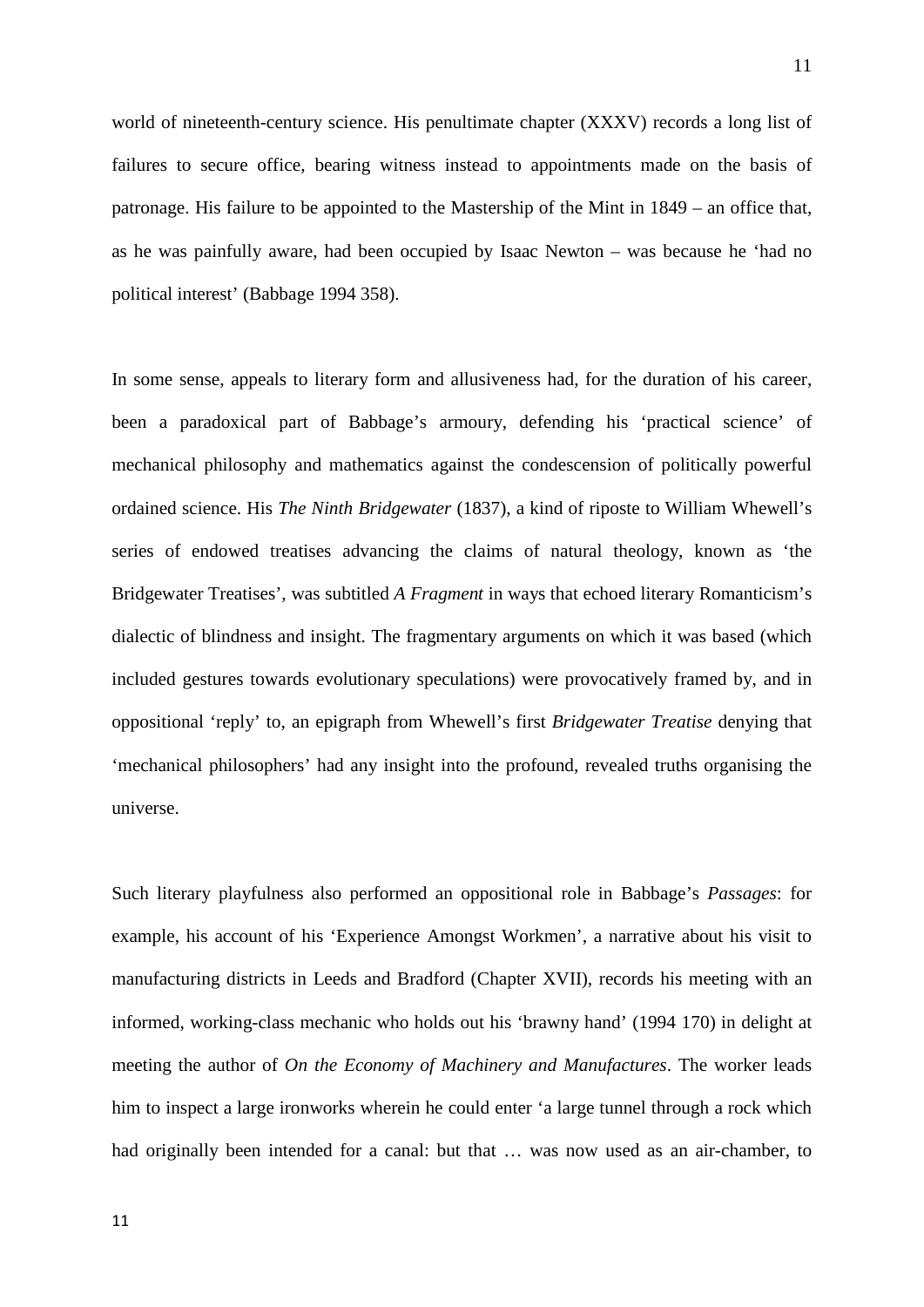world of nineteenth-century science. His penultimate chapter (XXXV) records a long list of failures to secure office, bearing witness instead to appointments made on the basis of patronage. His failure to be appointed to the Mastership of the Mint in 1849 – an office that, as he was painfully aware, had been occupied by Isaac Newton – was because he 'had no political interest' (Babbage 1994 358).

In some sense, appeals to literary form and allusiveness had, for the duration of his career, been a paradoxical part of Babbage's armoury, defending his 'practical science' of mechanical philosophy and mathematics against the condescension of politically powerful ordained science. His *The Ninth Bridgewater* (1837), a kind of riposte to William Whewell's series of endowed treatises advancing the claims of natural theology, known as 'the Bridgewater Treatises', was subtitled *A Fragment* in ways that echoed literary Romanticism's dialectic of blindness and insight. The fragmentary arguments on which it was based (which included gestures towards evolutionary speculations) were provocatively framed by, and in oppositional 'reply' to, an epigraph from Whewell's first *Bridgewater Treatise* denying that 'mechanical philosophers' had any insight into the profound, revealed truths organising the universe.

Such literary playfulness also performed an oppositional role in Babbage's *Passages*: for example, his account of his 'Experience Amongst Workmen', a narrative about his visit to manufacturing districts in Leeds and Bradford (Chapter XVII), records his meeting with an informed, working-class mechanic who holds out his 'brawny hand' (1994 170) in delight at meeting the author of *On the Economy of Machinery and Manufactures*. The worker leads him to inspect a large ironworks wherein he could enter 'a large tunnel through a rock which had originally been intended for a canal: but that … was now used as an air-chamber, to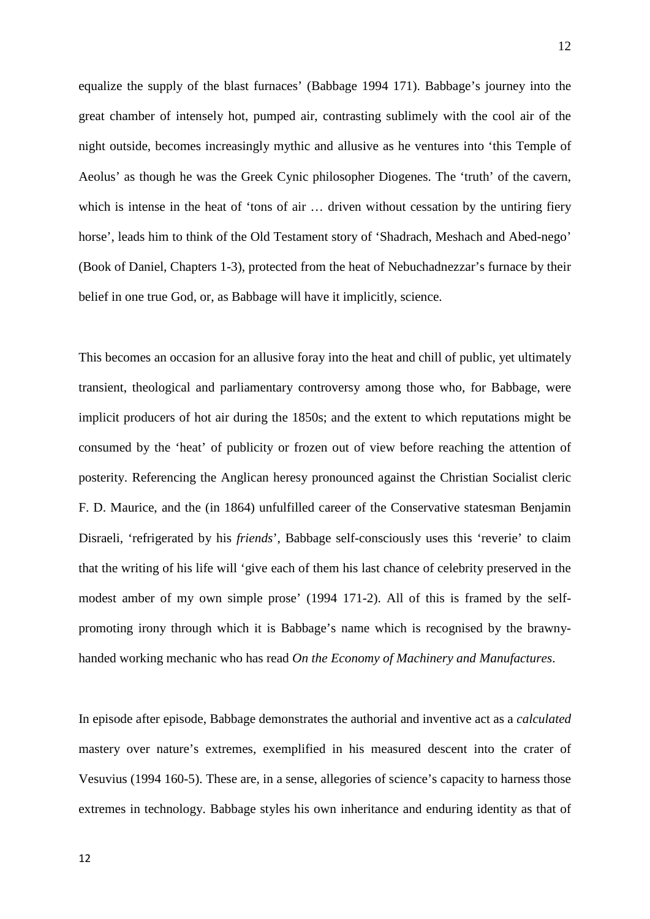equalize the supply of the blast furnaces' (Babbage 1994 171). Babbage's journey into the great chamber of intensely hot, pumped air, contrasting sublimely with the cool air of the night outside, becomes increasingly mythic and allusive as he ventures into 'this Temple of Aeolus' as though he was the Greek Cynic philosopher Diogenes. The 'truth' of the cavern, which is intense in the heat of 'tons of air … driven without cessation by the untiring fiery horse', leads him to think of the Old Testament story of 'Shadrach, Meshach and Abed-nego' (Book of Daniel, Chapters 1-3), protected from the heat of Nebuchadnezzar's furnace by their belief in one true God, or, as Babbage will have it implicitly, science.

This becomes an occasion for an allusive foray into the heat and chill of public, yet ultimately transient, theological and parliamentary controversy among those who, for Babbage, were implicit producers of hot air during the 1850s; and the extent to which reputations might be consumed by the 'heat' of publicity or frozen out of view before reaching the attention of posterity. Referencing the Anglican heresy pronounced against the Christian Socialist cleric F. D. Maurice, and the (in 1864) unfulfilled career of the Conservative statesman Benjamin Disraeli, 'refrigerated by his *friends*', Babbage self-consciously uses this 'reverie' to claim that the writing of his life will 'give each of them his last chance of celebrity preserved in the modest amber of my own simple prose' (1994 171-2). All of this is framed by the self-promoting irony through which it is Babbage's name which is recognised by the brawny-handed working mechanic who has read *On the Economy of Machinery and Manufactures*.

In episode after episode, Babbage demonstrates the authorial and inventive act as a *calculated* mastery over nature's extremes, exemplified in his measured descent into the crater of Vesuvius (1994 160-5). These are, in a sense, allegories of science's capacity to harness those extremes in technology. Babbage styles his own inheritance and enduring identity as that of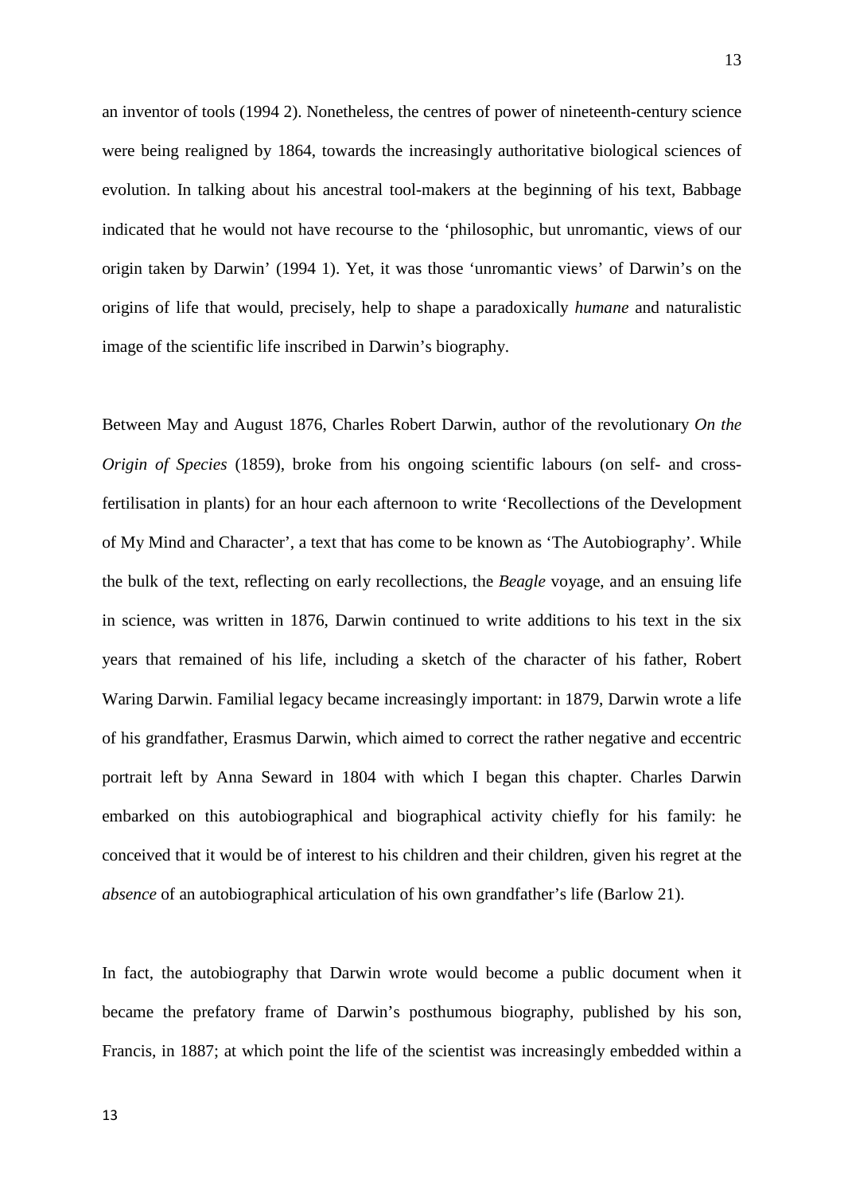an inventor of tools (1994 2). Nonetheless, the centres of power of nineteenth-century science were being realigned by 1864, towards the increasingly authoritative biological sciences of evolution. In talking about his ancestral tool-makers at the beginning of his text, Babbage indicated that he would not have recourse to the 'philosophic, but unromantic, views of our origin taken by Darwin' (1994 1). Yet, it was those 'unromantic views' of Darwin's on the origins of life that would, precisely, help to shape a paradoxically *humane* and naturalistic image of the scientific life inscribed in Darwin's biography.

Between May and August 1876, Charles Robert Darwin, author of the revolutionary *On the Origin of Species* (1859), broke from his ongoing scientific labours (on self- and cross-fertilisation in plants) for an hour each afternoon to write 'Recollections of the Development of My Mind and Character', a text that has come to be known as 'The Autobiography'. While the bulk of the text, reflecting on early recollections, the *Beagle* voyage, and an ensuing life in science, was written in 1876, Darwin continued to write additions to his text in the six years that remained of his life, including a sketch of the character of his father, Robert Waring Darwin. Familial legacy became increasingly important: in 1879, Darwin wrote a life of his grandfather, Erasmus Darwin, which aimed to correct the rather negative and eccentric portrait left by Anna Seward in 1804 with which I began this chapter. Charles Darwin embarked on this autobiographical and biographical activity chiefly for his family: he conceived that it would be of interest to his children and their children, given his regret at the *absence* of an autobiographical articulation of his own grandfather's life (Barlow 21).

In fact, the autobiography that Darwin wrote would become a public document when it became the prefatory frame of Darwin's posthumous biography, published by his son, Francis, in 1887; at which point the life of the scientist was increasingly embedded within a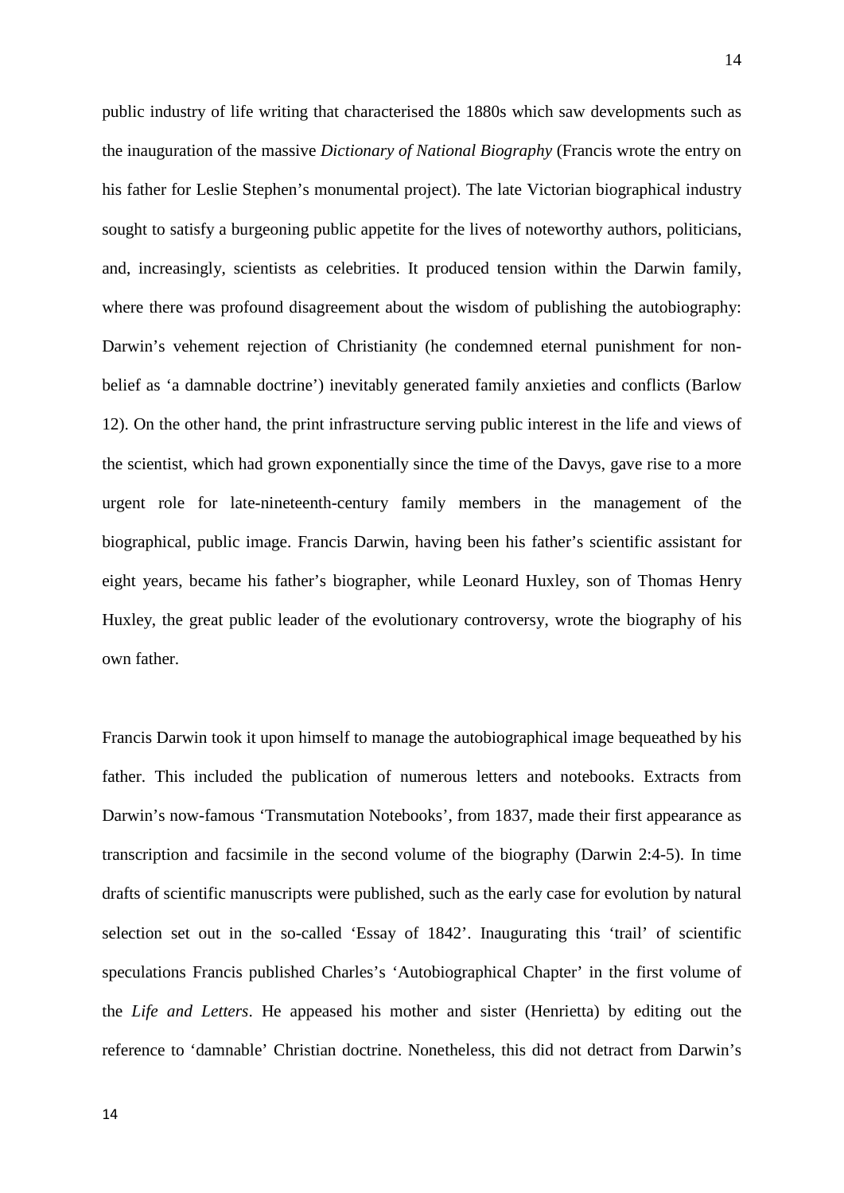public industry of life writing that characterised the 1880s which saw developments such as the inauguration of the massive *Dictionary of National Biography* (Francis wrote the entry on his father for Leslie Stephen's monumental project). The late Victorian biographical industry sought to satisfy a burgeoning public appetite for the lives of noteworthy authors, politicians, and, increasingly, scientists as celebrities. It produced tension within the Darwin family, where there was profound disagreement about the wisdom of publishing the autobiography: Darwin's vehement rejection of Christianity (he condemned eternal punishment for non-belief as 'a damnable doctrine') inevitably generated family anxieties and conflicts (Barlow 12). On the other hand, the print infrastructure serving public interest in the life and views of the scientist, which had grown exponentially since the time of the Davys, gave rise to a more urgent role for late-nineteenth-century family members in the management of the biographical, public image. Francis Darwin, having been his father's scientific assistant for eight years, became his father's biographer, while Leonard Huxley, son of Thomas Henry Huxley, the great public leader of the evolutionary controversy, wrote the biography of his own father.

Francis Darwin took it upon himself to manage the autobiographical image bequeathed by his father. This included the publication of numerous letters and notebooks. Extracts from Darwin's now-famous 'Transmutation Notebooks', from 1837, made their first appearance as transcription and facsimile in the second volume of the biography (Darwin 2:4-5). In time drafts of scientific manuscripts were published, such as the early case for evolution by natural selection set out in the so-called 'Essay of 1842'. Inaugurating this 'trail' of scientific speculations Francis published Charles's 'Autobiographical Chapter' in the first volume of the *Life and Letters*. He appeased his mother and sister (Henrietta) by editing out the reference to 'damnable' Christian doctrine. Nonetheless, this did not detract from Darwin's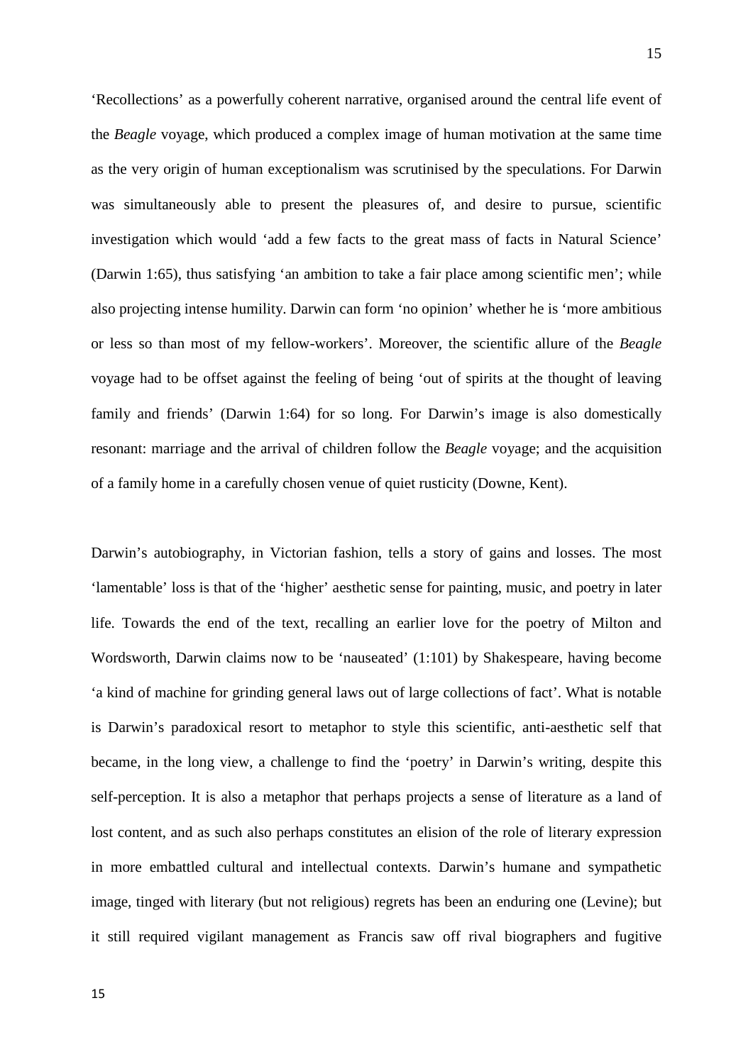'Recollections' as a powerfully coherent narrative, organised around the central life event of the *Beagle* voyage, which produced a complex image of human motivation at the same time as the very origin of human exceptionalism was scrutinised by the speculations. For Darwin was simultaneously able to present the pleasures of, and desire to pursue, scientific investigation which would 'add a few facts to the great mass of facts in Natural Science' (Darwin 1:65), thus satisfying 'an ambition to take a fair place among scientific men'; while also projecting intense humility. Darwin can form 'no opinion' whether he is 'more ambitious or less so than most of my fellow-workers'. Moreover, the scientific allure of the *Beagle* voyage had to be offset against the feeling of being 'out of spirits at the thought of leaving family and friends' (Darwin 1:64) for so long. For Darwin's image is also domestically resonant: marriage and the arrival of children follow the *Beagle* voyage; and the acquisition of a family home in a carefully chosen venue of quiet rusticity (Downe, Kent).

Darwin's autobiography, in Victorian fashion, tells a story of gains and losses. The most 'lamentable' loss is that of the 'higher' aesthetic sense for painting, music, and poetry in later life. Towards the end of the text, recalling an earlier love for the poetry of Milton and Wordsworth, Darwin claims now to be 'nauseated' (1:101) by Shakespeare, having become 'a kind of machine for grinding general laws out of large collections of fact'. What is notable is Darwin's paradoxical resort to metaphor to style this scientific, anti-aesthetic self that became, in the long view, a challenge to find the 'poetry' in Darwin's writing, despite this self-perception. It is also a metaphor that perhaps projects a sense of literature as a land of lost content, and as such also perhaps constitutes an elision of the role of literary expression in more embattled cultural and intellectual contexts. Darwin's humane and sympathetic image, tinged with literary (but not religious) regrets has been an enduring one (Levine); but it still required vigilant management as Francis saw off rival biographers and fugitive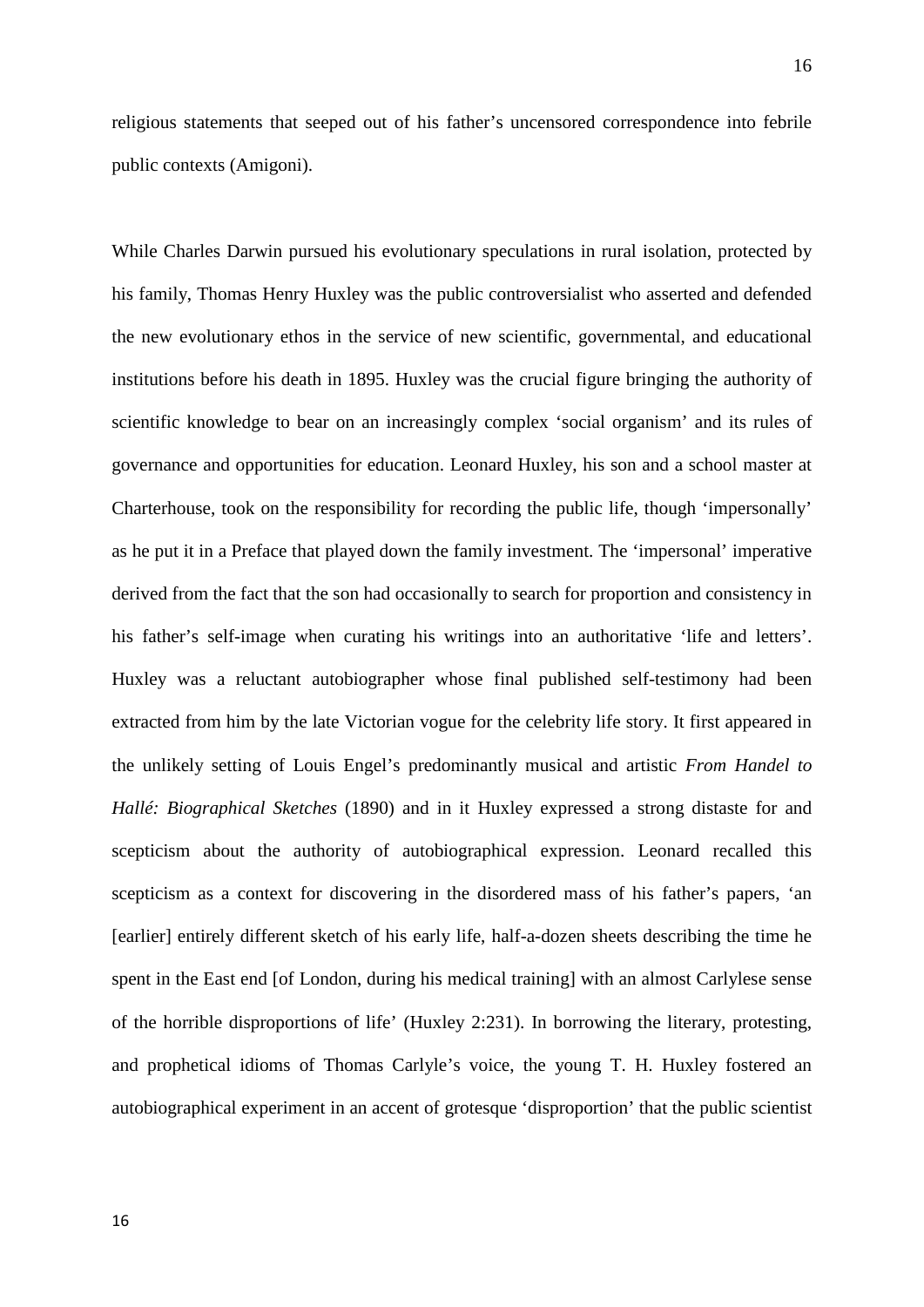religious statements that seeped out of his father's uncensored correspondence into febrile public contexts (Amigoni).

While Charles Darwin pursued his evolutionary speculations in rural isolation, protected by his family, Thomas Henry Huxley was the public controversialist who asserted and defended the new evolutionary ethos in the service of new scientific, governmental, and educational institutions before his death in 1895. Huxley was the crucial figure bringing the authority of scientific knowledge to bear on an increasingly complex 'social organism' and its rules of governance and opportunities for education. Leonard Huxley, his son and a school master at Charterhouse, took on the responsibility for recording the public life, though 'impersonally' as he put it in a Preface that played down the family investment. The 'impersonal' imperative derived from the fact that the son had occasionally to search for proportion and consistency in his father's self-image when curating his writings into an authoritative 'life and letters'. Huxley was a reluctant autobiographer whose final published self-testimony had been extracted from him by the late Victorian vogue for the celebrity life story. It first appeared in the unlikely setting of Louis Engel's predominantly musical and artistic *From Handel to Hallé: Biographical Sketches* (1890) and in it Huxley expressed a strong distaste for and scepticism about the authority of autobiographical expression. Leonard recalled this scepticism as a context for discovering in the disordered mass of his father's papers, 'an [earlier] entirely different sketch of his early life, half-a-dozen sheets describing the time he spent in the East end [of London, during his medical training] with an almost Carlylese sense of the horrible disproportions of life' (Huxley 2:231). In borrowing the literary, protesting, and prophetical idioms of Thomas Carlyle's voice, the young T. H. Huxley fostered an autobiographical experiment in an accent of grotesque 'disproportion' that the public scientist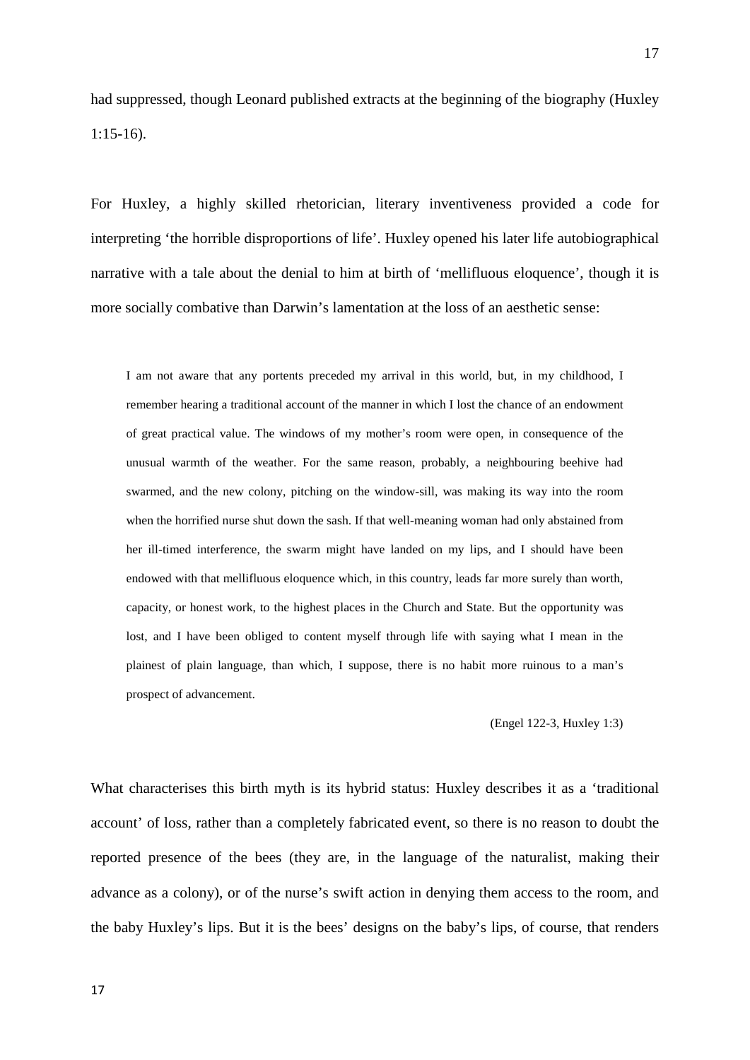had suppressed, though Leonard published extracts at the beginning of the biography (Huxley 1:15-16).

For Huxley, a highly skilled rhetorician, literary inventiveness provided a code for interpreting 'the horrible disproportions of life'. Huxley opened his later life autobiographical narrative with a tale about the denial to him at birth of 'mellifluous eloquence', though it is more socially combative than Darwin's lamentation at the loss of an aesthetic sense:

> I am not aware that any portents preceded my arrival in this world, but, in my childhood, I remember hearing a traditional account of the manner in which I lost the chance of an endowment of great practical value. The windows of my mother's room were open, in consequence of the unusual warmth of the weather. For the same reason, probably, a neighbouring beehive had swarmed, and the new colony, pitching on the window-sill, was making its way into the room when the horrified nurse shut down the sash. If that well-meaning woman had only abstained from her ill-timed interference, the swarm might have landed on my lips, and I should have been endowed with that mellifluous eloquence which, in this country, leads far more surely than worth, capacity, or honest work, to the highest places in the Church and State. But the opportunity was lost, and I have been obliged to content myself through life with saying what I mean in the plainest of plain language, than which, I suppose, there is no habit more ruinous to a man's prospect of advancement.
>
> (Engel 122-3, Huxley 1:3)

What characterises this birth myth is its hybrid status: Huxley describes it as a 'traditional account' of loss, rather than a completely fabricated event, so there is no reason to doubt the reported presence of the bees (they are, in the language of the naturalist, making their advance as a colony), or of the nurse's swift action in denying them access to the room, and the baby Huxley's lips. But it is the bees' designs on the baby's lips, of course, that renders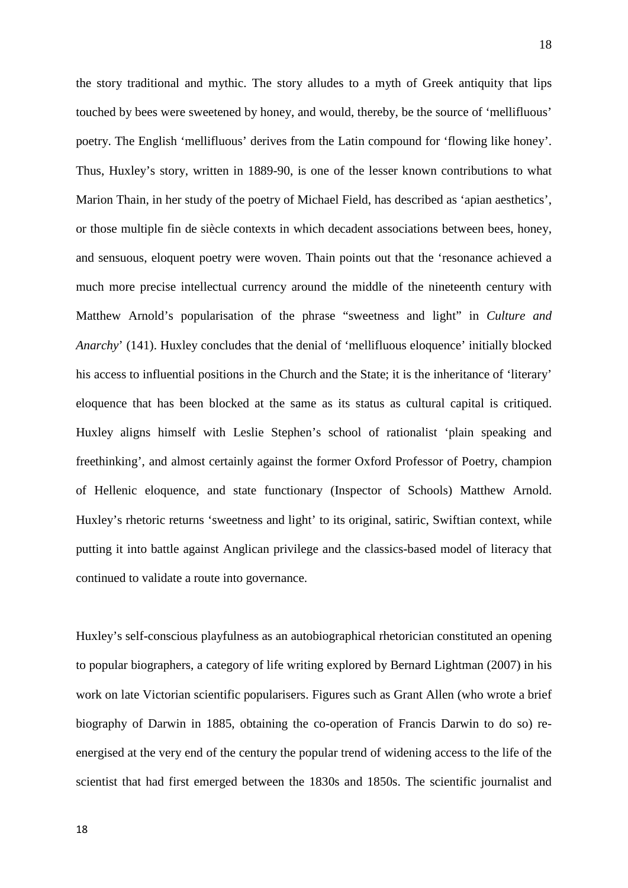the story traditional and mythic. The story alludes to a myth of Greek antiquity that lips touched by bees were sweetened by honey, and would, thereby, be the source of 'mellifluous' poetry. The English 'mellifluous' derives from the Latin compound for 'flowing like honey'. Thus, Huxley's story, written in 1889-90, is one of the lesser known contributions to what Marion Thain, in her study of the poetry of Michael Field, has described as 'apian aesthetics', or those multiple fin de siècle contexts in which decadent associations between bees, honey, and sensuous, eloquent poetry were woven. Thain points out that the 'resonance achieved a much more precise intellectual currency around the middle of the nineteenth century with Matthew Arnold's popularisation of the phrase "sweetness and light" in *Culture and Anarchy*' (141). Huxley concludes that the denial of 'mellifluous eloquence' initially blocked his access to influential positions in the Church and the State; it is the inheritance of 'literary' eloquence that has been blocked at the same as its status as cultural capital is critiqued. Huxley aligns himself with Leslie Stephen's school of rationalist 'plain speaking and freethinking', and almost certainly against the former Oxford Professor of Poetry, champion of Hellenic eloquence, and state functionary (Inspector of Schools) Matthew Arnold. Huxley's rhetoric returns 'sweetness and light' to its original, satiric, Swiftian context, while putting it into battle against Anglican privilege and the classics-based model of literacy that continued to validate a route into governance.

Huxley's self-conscious playfulness as an autobiographical rhetorician constituted an opening to popular biographers, a category of life writing explored by Bernard Lightman (2007) in his work on late Victorian scientific popularisers. Figures such as Grant Allen (who wrote a brief biography of Darwin in 1885, obtaining the co-operation of Francis Darwin to do so) re-energised at the very end of the century the popular trend of widening access to the life of the scientist that had first emerged between the 1830s and 1850s. The scientific journalist and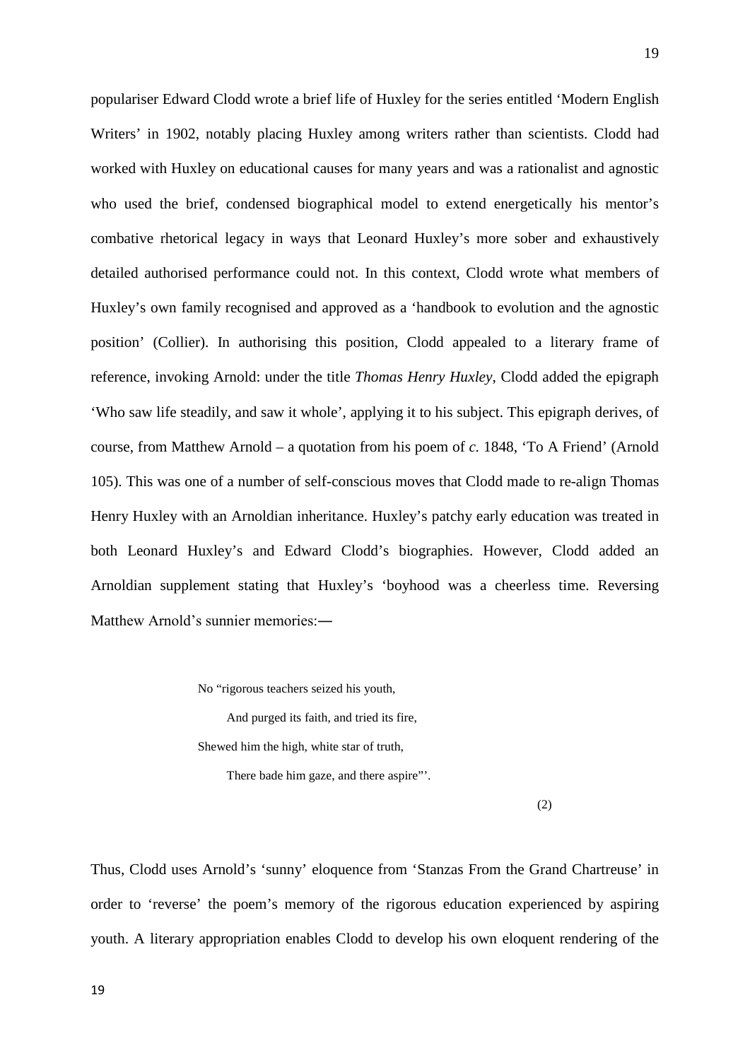populariser Edward Clodd wrote a brief life of Huxley for the series entitled 'Modern English Writers' in 1902, notably placing Huxley among writers rather than scientists. Clodd had worked with Huxley on educational causes for many years and was a rationalist and agnostic who used the brief, condensed biographical model to extend energetically his mentor's combative rhetorical legacy in ways that Leonard Huxley's more sober and exhaustively detailed authorised performance could not. In this context, Clodd wrote what members of Huxley's own family recognised and approved as a 'handbook to evolution and the agnostic position' (Collier). In authorising this position, Clodd appealed to a literary frame of reference, invoking Arnold: under the title *Thomas Henry Huxley*, Clodd added the epigraph 'Who saw life steadily, and saw it whole', applying it to his subject. This epigraph derives, of course, from Matthew Arnold – a quotation from his poem of *c.* 1848, 'To A Friend' (Arnold 105). This was one of a number of self-conscious moves that Clodd made to re-align Thomas Henry Huxley with an Arnoldian inheritance. Huxley's patchy early education was treated in both Leonard Huxley's and Edward Clodd's biographies. However, Clodd added an Arnoldian supplement stating that Huxley's 'boyhood was a cheerless time. Reversing Matthew Arnold's sunnier memories:—

> No "rigorous teachers seized his youth,
> And purged its faith, and tried its fire,
> Shewed him the high, white star of truth,
> There bade him gaze, and there aspire"'.
>
> (2)

Thus, Clodd uses Arnold's 'sunny' eloquence from 'Stanzas From the Grand Chartreuse' in order to 'reverse' the poem's memory of the rigorous education experienced by aspiring youth. A literary appropriation enables Clodd to develop his own eloquent rendering of the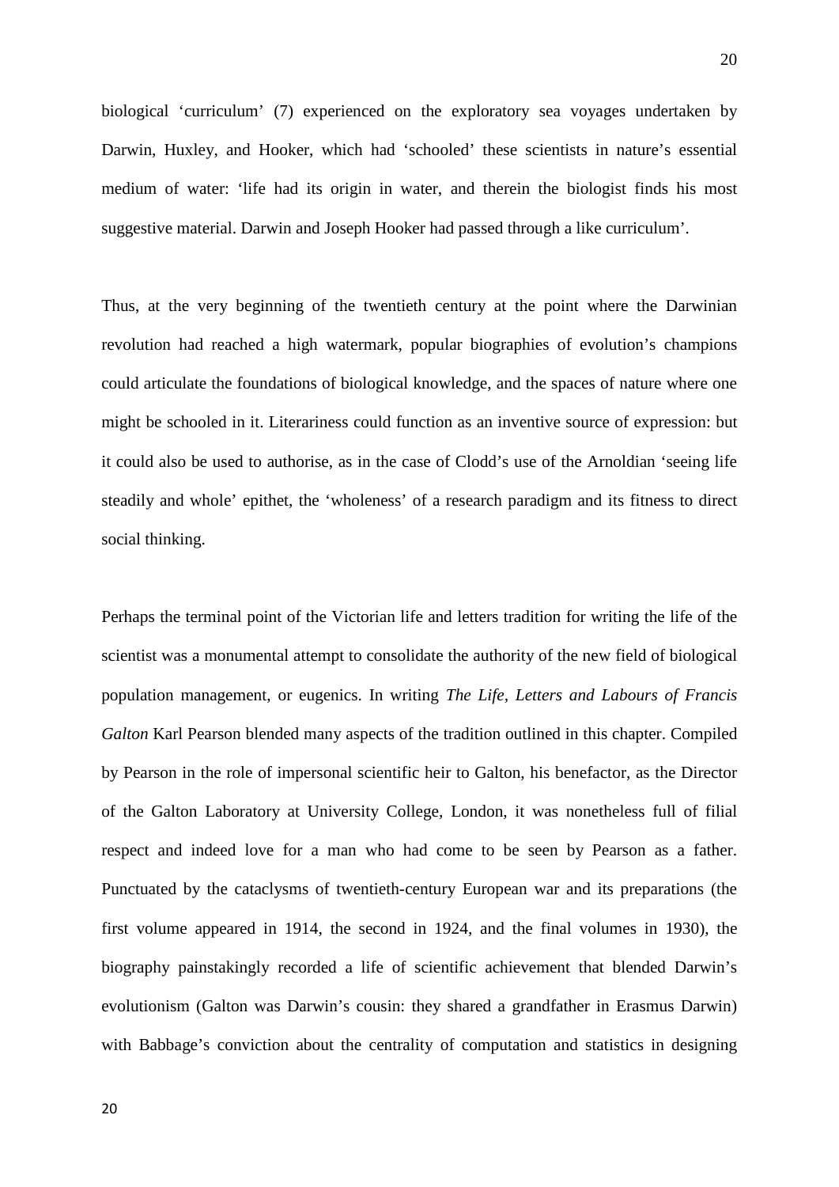biological 'curriculum' (7) experienced on the exploratory sea voyages undertaken by Darwin, Huxley, and Hooker, which had 'schooled' these scientists in nature's essential medium of water: 'life had its origin in water, and therein the biologist finds his most suggestive material. Darwin and Joseph Hooker had passed through a like curriculum'.

Thus, at the very beginning of the twentieth century at the point where the Darwinian revolution had reached a high watermark, popular biographies of evolution's champions could articulate the foundations of biological knowledge, and the spaces of nature where one might be schooled in it. Literariness could function as an inventive source of expression: but it could also be used to authorise, as in the case of Clodd's use of the Arnoldian 'seeing life steadily and whole' epithet, the 'wholeness' of a research paradigm and its fitness to direct social thinking.

Perhaps the terminal point of the Victorian life and letters tradition for writing the life of the scientist was a monumental attempt to consolidate the authority of the new field of biological population management, or eugenics. In writing *The Life, Letters and Labours of Francis Galton* Karl Pearson blended many aspects of the tradition outlined in this chapter. Compiled by Pearson in the role of impersonal scientific heir to Galton, his benefactor, as the Director of the Galton Laboratory at University College, London, it was nonetheless full of filial respect and indeed love for a man who had come to be seen by Pearson as a father. Punctuated by the cataclysms of twentieth-century European war and its preparations (the first volume appeared in 1914, the second in 1924, and the final volumes in 1930), the biography painstakingly recorded a life of scientific achievement that blended Darwin's evolutionism (Galton was Darwin's cousin: they shared a grandfather in Erasmus Darwin) with Babbage's conviction about the centrality of computation and statistics in designing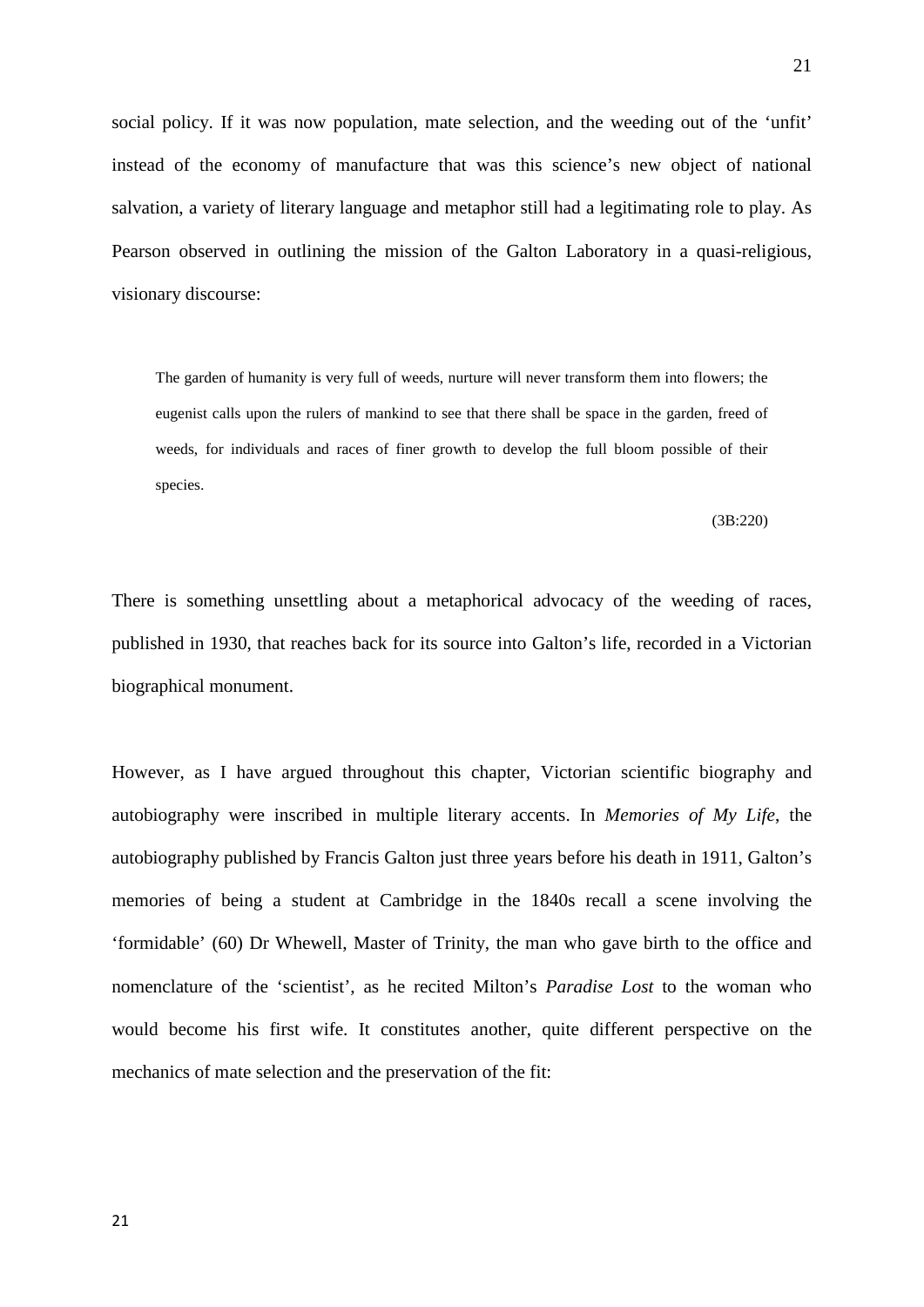social policy. If it was now population, mate selection, and the weeding out of the 'unfit' instead of the economy of manufacture that was this science's new object of national salvation, a variety of literary language and metaphor still had a legitimating role to play. As Pearson observed in outlining the mission of the Galton Laboratory in a quasi-religious, visionary discourse:

> The garden of humanity is very full of weeds, nurture will never transform them into flowers; the eugenist calls upon the rulers of mankind to see that there shall be space in the garden, freed of weeds, for individuals and races of finer growth to develop the full bloom possible of their species.
>
> (3B:220)

There is something unsettling about a metaphorical advocacy of the weeding of races, published in 1930, that reaches back for its source into Galton's life, recorded in a Victorian biographical monument.

However, as I have argued throughout this chapter, Victorian scientific biography and autobiography were inscribed in multiple literary accents. In *Memories of My Life*, the autobiography published by Francis Galton just three years before his death in 1911, Galton's memories of being a student at Cambridge in the 1840s recall a scene involving the 'formidable' (60) Dr Whewell, Master of Trinity, the man who gave birth to the office and nomenclature of the 'scientist', as he recited Milton's *Paradise Lost* to the woman who would become his first wife. It constitutes another, quite different perspective on the mechanics of mate selection and the preservation of the fit: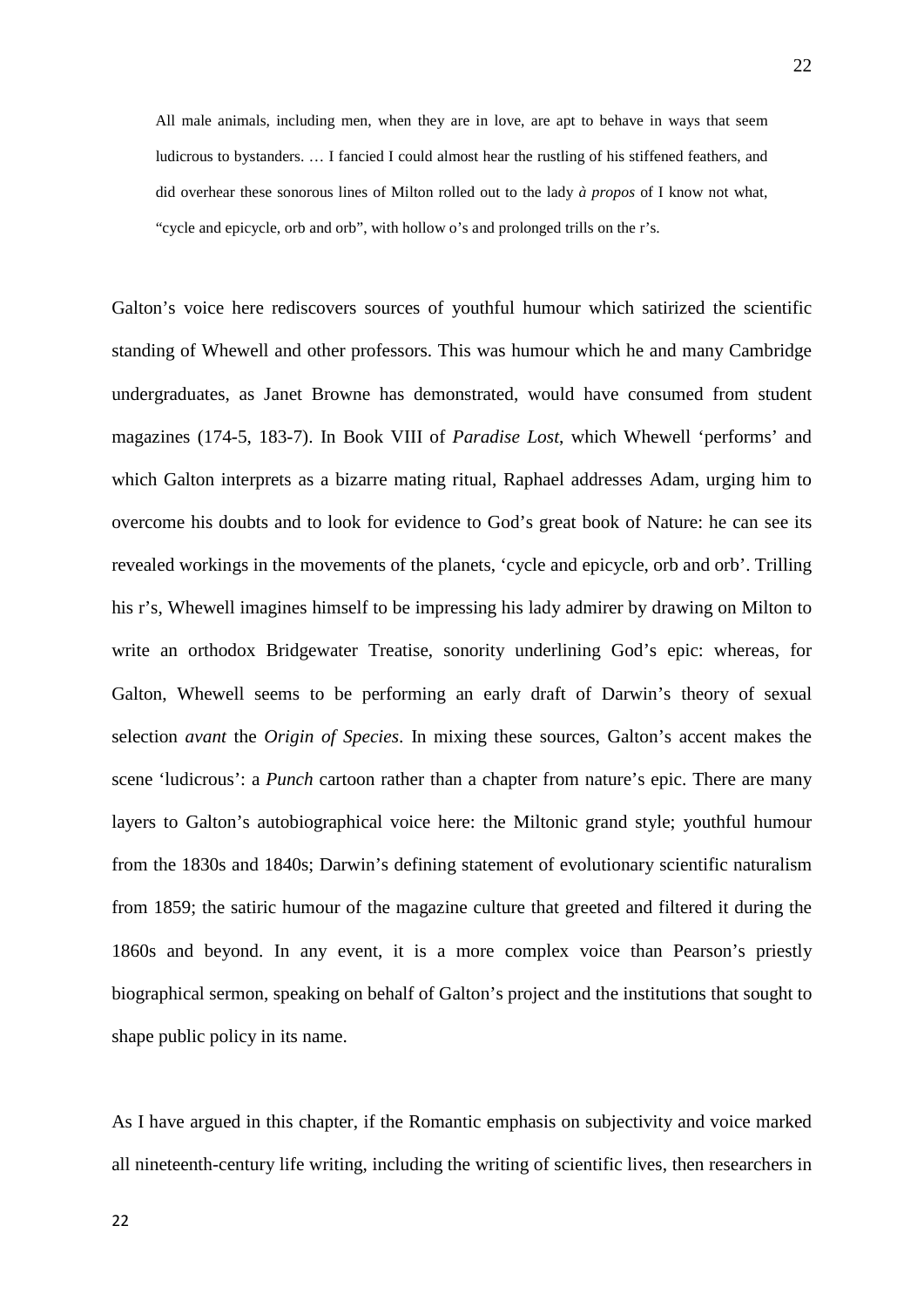> All male animals, including men, when they are in love, are apt to behave in ways that seem ludicrous to bystanders. … I fancied I could almost hear the rustling of his stiffened feathers, and did overhear these sonorous lines of Milton rolled out to the lady *à propos* of I know not what, "cycle and epicycle, orb and orb", with hollow o's and prolonged trills on the r's.

Galton's voice here rediscovers sources of youthful humour which satirized the scientific standing of Whewell and other professors. This was humour which he and many Cambridge undergraduates, as Janet Browne has demonstrated, would have consumed from student magazines (174-5, 183-7). In Book VIII of *Paradise Lost*, which Whewell 'performs' and which Galton interprets as a bizarre mating ritual, Raphael addresses Adam, urging him to overcome his doubts and to look for evidence to God's great book of Nature: he can see its revealed workings in the movements of the planets, 'cycle and epicycle, orb and orb'. Trilling his r's, Whewell imagines himself to be impressing his lady admirer by drawing on Milton to write an orthodox Bridgewater Treatise, sonority underlining God's epic: whereas, for Galton, Whewell seems to be performing an early draft of Darwin's theory of sexual selection *avant* the *Origin of Species*. In mixing these sources, Galton's accent makes the scene 'ludicrous': a *Punch* cartoon rather than a chapter from nature's epic. There are many layers to Galton's autobiographical voice here: the Miltonic grand style; youthful humour from the 1830s and 1840s; Darwin's defining statement of evolutionary scientific naturalism from 1859; the satiric humour of the magazine culture that greeted and filtered it during the 1860s and beyond. In any event, it is a more complex voice than Pearson's priestly biographical sermon, speaking on behalf of Galton's project and the institutions that sought to shape public policy in its name.

As I have argued in this chapter, if the Romantic emphasis on subjectivity and voice marked all nineteenth-century life writing, including the writing of scientific lives, then researchers in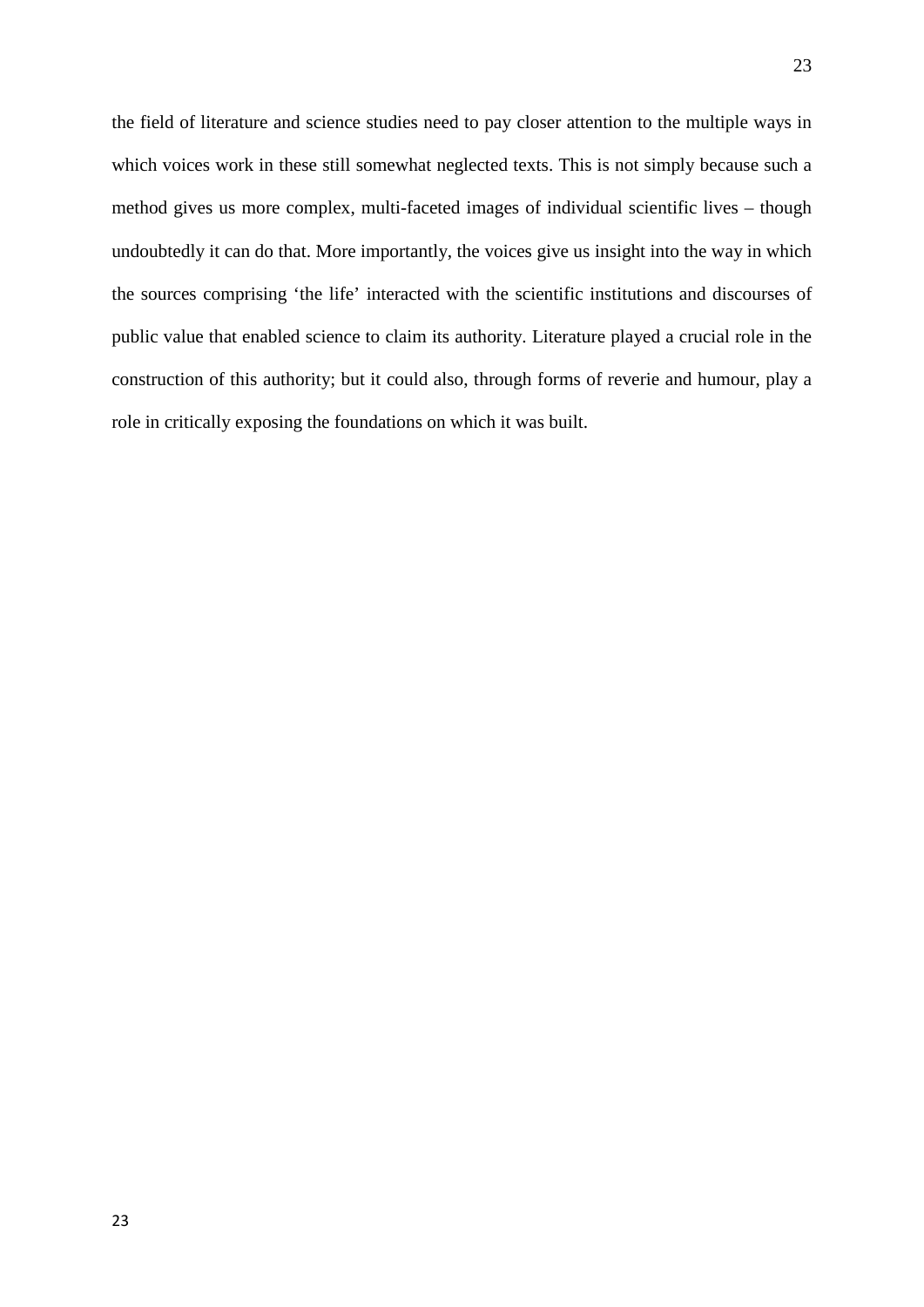the field of literature and science studies need to pay closer attention to the multiple ways in which voices work in these still somewhat neglected texts. This is not simply because such a method gives us more complex, multi-faceted images of individual scientific lives – though undoubtedly it can do that. More importantly, the voices give us insight into the way in which the sources comprising 'the life' interacted with the scientific institutions and discourses of public value that enabled science to claim its authority. Literature played a crucial role in the construction of this authority; but it could also, through forms of reverie and humour, play a role in critically exposing the foundations on which it was built.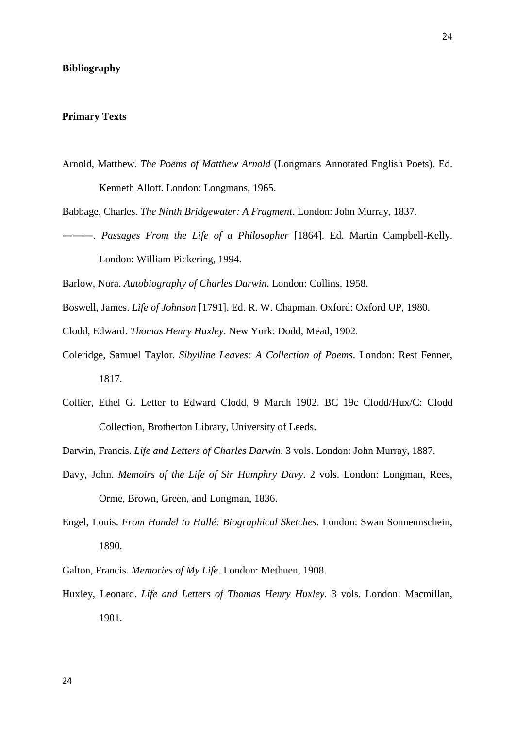## Bibliography

### Primary Texts

Arnold, Matthew. *The Poems of Matthew Arnold* (Longmans Annotated English Poets). Ed. Kenneth Allott. London: Longmans, 1965.

Babbage, Charles. *The Ninth Bridgewater: A Fragment*. London: John Murray, 1837.

———. *Passages From the Life of a Philosopher* [1864]. Ed. Martin Campbell-Kelly. London: William Pickering, 1994.

Barlow, Nora. *Autobiography of Charles Darwin*. London: Collins, 1958.

Boswell, James. *Life of Johnson* [1791]. Ed. R. W. Chapman. Oxford: Oxford UP, 1980.

Clodd, Edward. *Thomas Henry Huxley*. New York: Dodd, Mead, 1902.

Coleridge, Samuel Taylor. *Sibylline Leaves: A Collection of Poems*. London: Rest Fenner, 1817.

Collier, Ethel G. Letter to Edward Clodd, 9 March 1902. BC 19c Clodd/Hux/C: Clodd Collection, Brotherton Library, University of Leeds.

Darwin, Francis. *Life and Letters of Charles Darwin*. 3 vols. London: John Murray, 1887.

Davy, John. *Memoirs of the Life of Sir Humphry Davy*. 2 vols. London: Longman, Rees, Orme, Brown, Green, and Longman, 1836.

Engel, Louis. *From Handel to Hallé: Biographical Sketches*. London: Swan Sonnennschein, 1890.

Galton, Francis. *Memories of My Life*. London: Methuen, 1908.

Huxley, Leonard. *Life and Letters of Thomas Henry Huxley*. 3 vols. London: Macmillan, 1901.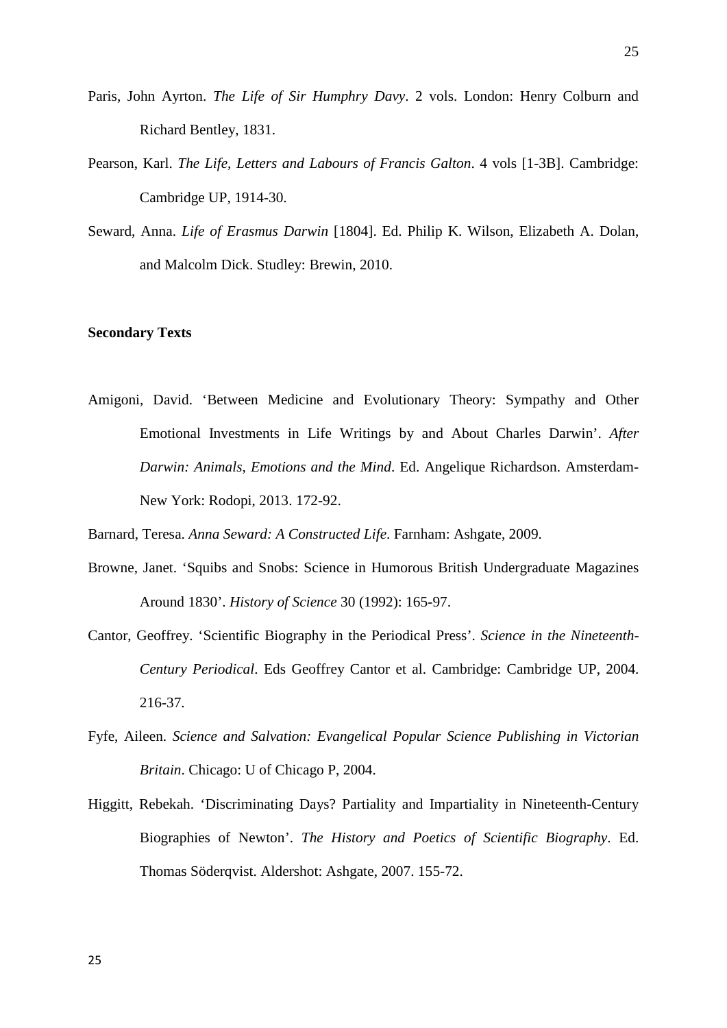Paris, John Ayrton. *The Life of Sir Humphry Davy*. 2 vols. London: Henry Colburn and Richard Bentley, 1831.

Pearson, Karl. *The Life, Letters and Labours of Francis Galton*. 4 vols [1-3B]. Cambridge: Cambridge UP, 1914-30.

Seward, Anna. *Life of Erasmus Darwin* [1804]. Ed. Philip K. Wilson, Elizabeth A. Dolan, and Malcolm Dick. Studley: Brewin, 2010.

**Secondary Texts**

Amigoni, David. 'Between Medicine and Evolutionary Theory: Sympathy and Other Emotional Investments in Life Writings by and About Charles Darwin'. *After Darwin: Animals, Emotions and the Mind*. Ed. Angelique Richardson. Amsterdam-New York: Rodopi, 2013. 172-92.

Barnard, Teresa. *Anna Seward: A Constructed Life*. Farnham: Ashgate, 2009.

Browne, Janet. 'Squibs and Snobs: Science in Humorous British Undergraduate Magazines Around 1830'. *History of Science* 30 (1992): 165-97.

Cantor, Geoffrey. 'Scientific Biography in the Periodical Press'. *Science in the Nineteenth-Century Periodical*. Eds Geoffrey Cantor et al. Cambridge: Cambridge UP, 2004. 216-37.

Fyfe, Aileen. *Science and Salvation: Evangelical Popular Science Publishing in Victorian Britain*. Chicago: U of Chicago P, 2004.

Higgitt, Rebekah. 'Discriminating Days? Partiality and Impartiality in Nineteenth-Century Biographies of Newton'. *The History and Poetics of Scientific Biography*. Ed. Thomas Söderqvist. Aldershot: Ashgate, 2007. 155-72.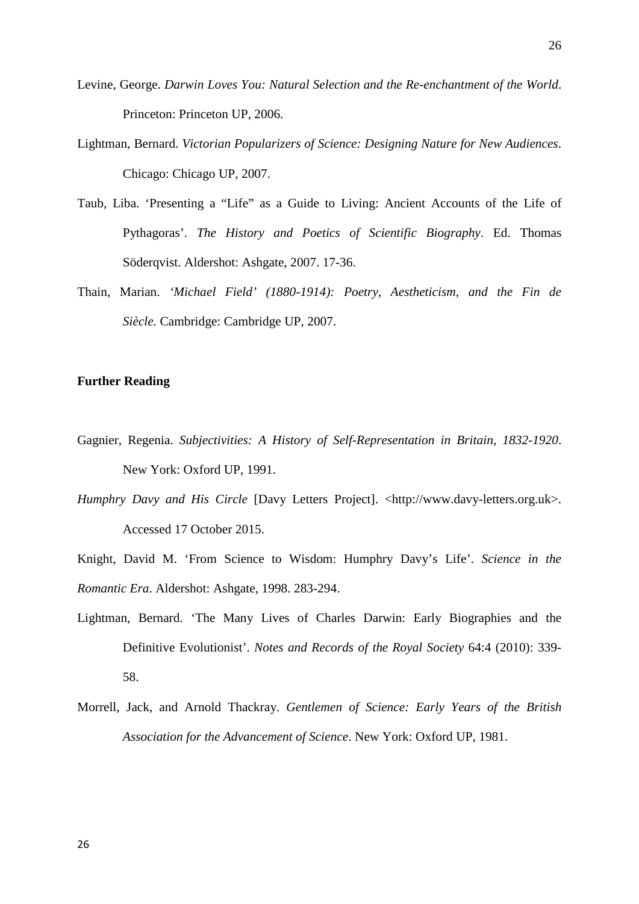Levine, George. *Darwin Loves You: Natural Selection and the Re-enchantment of the World*. Princeton: Princeton UP, 2006.

Lightman, Bernard. *Victorian Popularizers of Science: Designing Nature for New Audiences*. Chicago: Chicago UP, 2007.

Taub, Liba. 'Presenting a "Life" as a Guide to Living: Ancient Accounts of the Life of Pythagoras'. *The History and Poetics of Scientific Biography*. Ed. Thomas Söderqvist. Aldershot: Ashgate, 2007. 17-36.

Thain, Marian. *'Michael Field' (1880-1914): Poetry, Aestheticism, and the Fin de Siècle.* Cambridge: Cambridge UP, 2007.

**Further Reading**

Gagnier, Regenia. *Subjectivities: A History of Self-Representation in Britain, 1832-1920*. New York: Oxford UP, 1991.

*Humphry Davy and His Circle* [Davy Letters Project]. <http://www.davy-letters.org.uk>. Accessed 17 October 2015.

Knight, David M. 'From Science to Wisdom: Humphry Davy's Life'. *Science in the Romantic Era*. Aldershot: Ashgate, 1998. 283-294.

Lightman, Bernard. 'The Many Lives of Charles Darwin: Early Biographies and the Definitive Evolutionist'. *Notes and Records of the Royal Society* 64:4 (2010): 339-58.

Morrell, Jack, and Arnold Thackray. *Gentlemen of Science: Early Years of the British Association for the Advancement of Science*. New York: Oxford UP, 1981.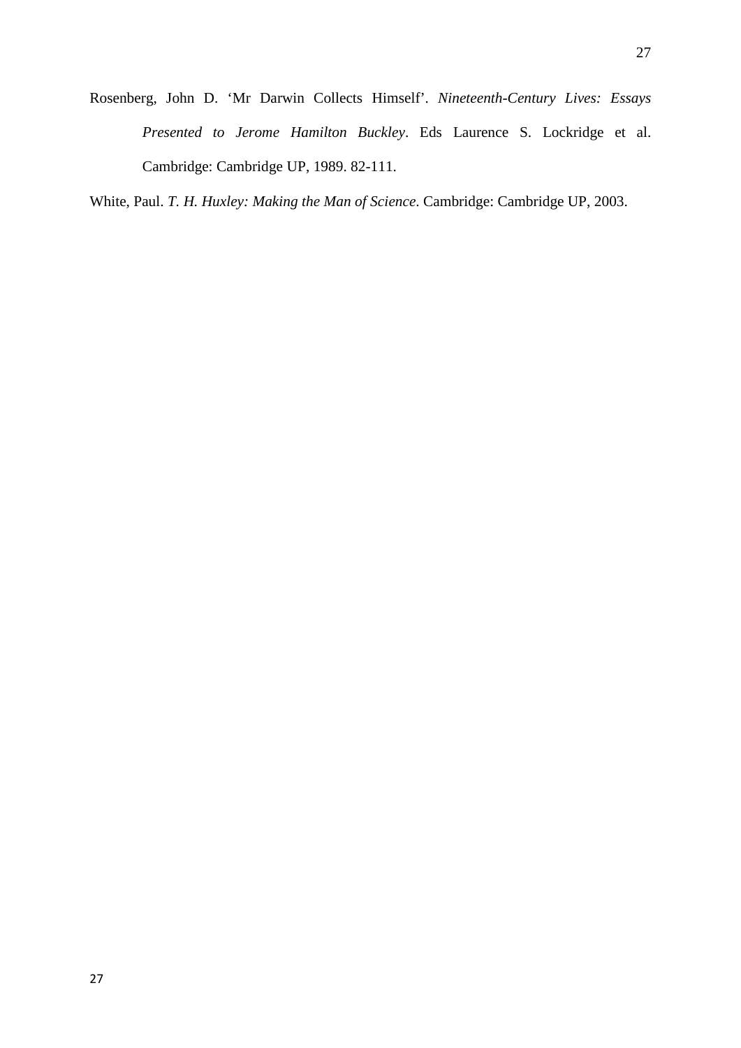Rosenberg, John D. 'Mr Darwin Collects Himself'. *Nineteenth-Century Lives: Essays Presented to Jerome Hamilton Buckley*. Eds Laurence S. Lockridge et al. Cambridge: Cambridge UP, 1989. 82-111.

White, Paul. *T. H. Huxley: Making the Man of Science*. Cambridge: Cambridge UP, 2003.